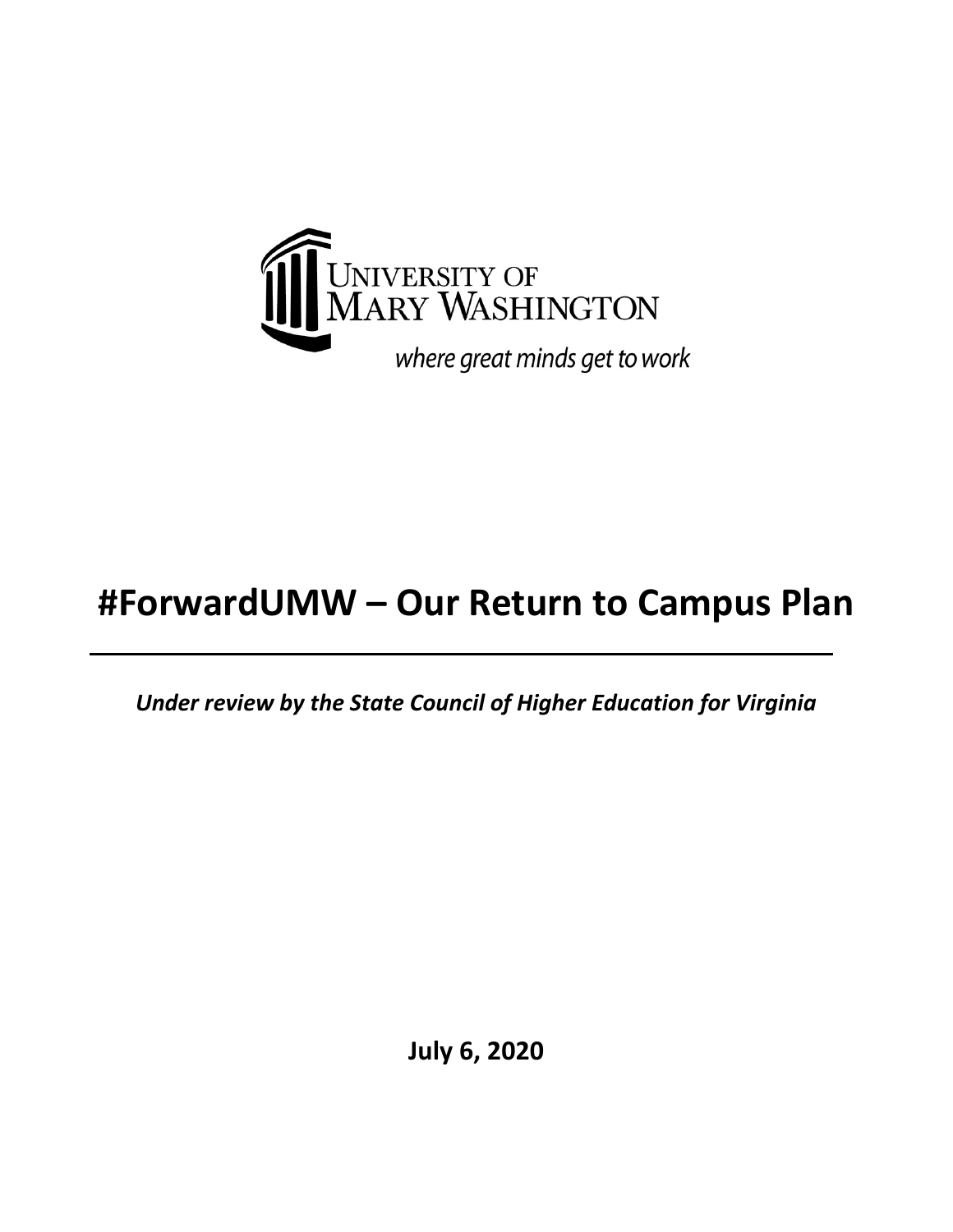UNIVERSITY OF MARY WASHINGTON

*where great minds get to work*

# #ForwardUMW – Our Return to Campus Plan

***Under review by the State Council of Higher Education for Virginia***

**July 6, 2020**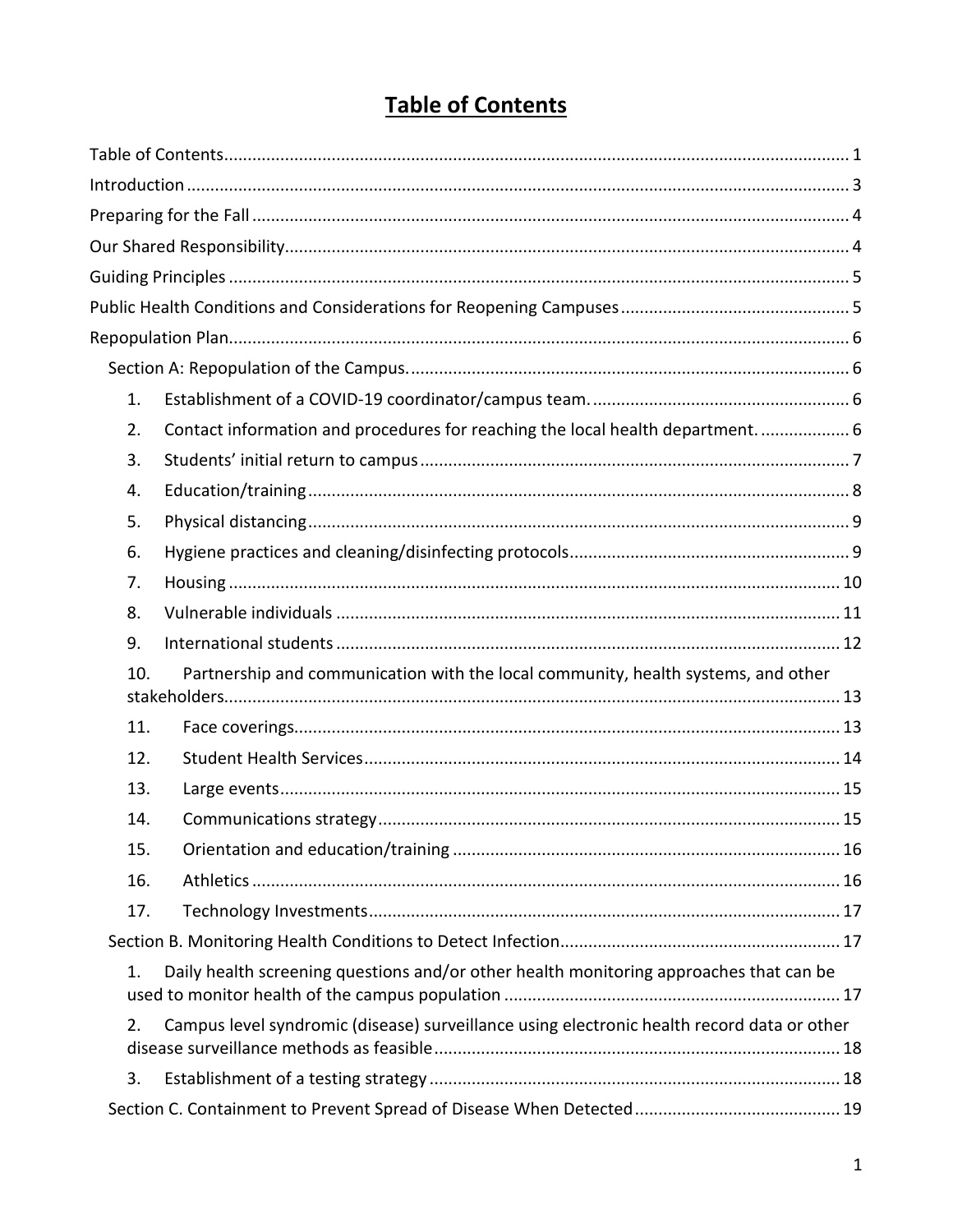# Table of Contents

Table of Contents ........................................................................................................................ 1

Introduction ................................................................................................................................ 3

Preparing for the Fall .................................................................................................................. 4

Our Shared Responsibility........................................................................................................... 4

Guiding Principles ....................................................................................................................... 5

Public Health Conditions and Considerations for Reopening Campuses ................................................ 5

Repopulation Plan........................................................................................................................ 6

- Section A: Repopulation of the Campus. ............................................................................... 6
  1. Establishment of a COVID-19 coordinator/campus team. ................................................ 6
  2. Contact information and procedures for reaching the local health department. ................... 6
  3. Students' initial return to campus ................................................................................... 7
  4. Education/training ......................................................................................................... 8
  5. Physical distancing ......................................................................................................... 9
  6. Hygiene practices and cleaning/disinfecting protocols ......................................................... 9
  7. Housing ........................................................................................................................ 10
  8. Vulnerable individuals ................................................................................................... 11
  9. International students ................................................................................................... 12
  10. Partnership and communication with the local community, health systems, and other stakeholders........................................................................................................................ 13
  11. Face coverings.............................................................................................................. 13
  12. Student Health Services ................................................................................................ 14
  13. Large events................................................................................................................. 15
  14. Communications strategy .............................................................................................. 15
  15. Orientation and education/training ................................................................................ 16
  16. Athletics ...................................................................................................................... 16
  17. Technology Investments ................................................................................................ 17
- Section B. Monitoring Health Conditions to Detect Infection.......................................................... 17
  1. Daily health screening questions and/or other health monitoring approaches that can be used to monitor health of the campus population ........................................................................ 17
  2. Campus level syndromic (disease) surveillance using electronic health record data or other disease surveillance methods as feasible ...................................................................................... 18
  3. Establishment of a testing strategy ................................................................................... 18
- Section C. Containment to Prevent Spread of Disease When Detected ........................................... 19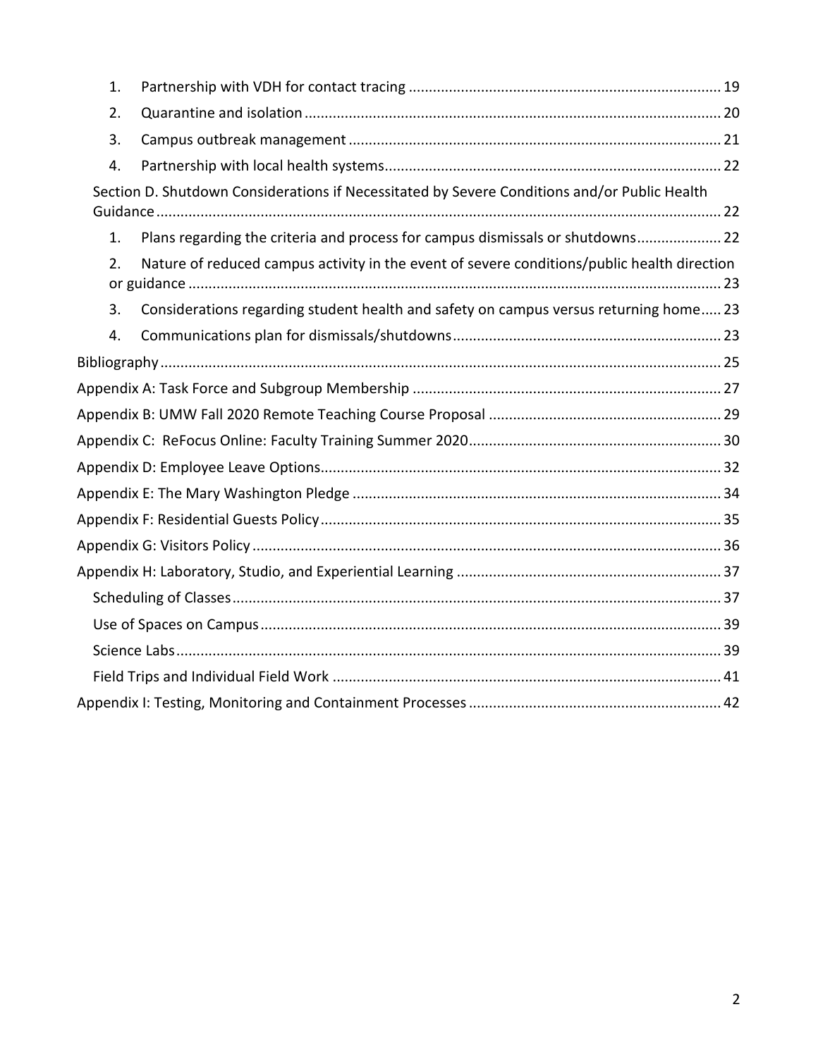1. Partnership with VDH for contact tracing ... 19
2. Quarantine and isolation ... 20
3. Campus outbreak management ... 21
4. Partnership with local health systems ... 22

Section D. Shutdown Considerations if Necessitated by Severe Conditions and/or Public Health Guidance ... 22

1. Plans regarding the criteria and process for campus dismissals or shutdowns ... 22
2. Nature of reduced campus activity in the event of severe conditions/public health direction or guidance ... 23
3. Considerations regarding student health and safety on campus versus returning home ... 23
4. Communications plan for dismissals/shutdowns ... 23

Bibliography ... 25

Appendix A: Task Force and Subgroup Membership ... 27

Appendix B: UMW Fall 2020 Remote Teaching Course Proposal ... 29

Appendix C: ReFocus Online: Faculty Training Summer 2020 ... 30

Appendix D: Employee Leave Options ... 32

Appendix E: The Mary Washington Pledge ... 34

Appendix F: Residential Guests Policy ... 35

Appendix G: Visitors Policy ... 36

Appendix H: Laboratory, Studio, and Experiential Learning ... 37

- Scheduling of Classes ... 37
- Use of Spaces on Campus ... 39
- Science Labs ... 39
- Field Trips and Individual Field Work ... 41

Appendix I: Testing, Monitoring and Containment Processes ... 42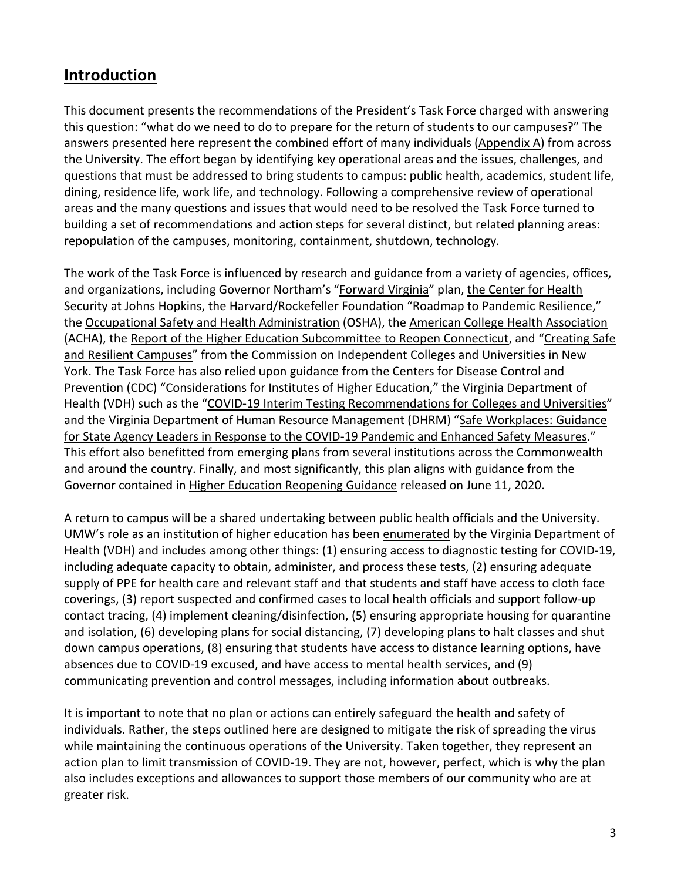## Introduction

This document presents the recommendations of the President's Task Force charged with answering this question: "what do we need to do to prepare for the return of students to our campuses?" The answers presented here represent the combined effort of many individuals (Appendix A) from across the University. The effort began by identifying key operational areas and the issues, challenges, and questions that must be addressed to bring students to campus: public health, academics, student life, dining, residence life, work life, and technology. Following a comprehensive review of operational areas and the many questions and issues that would need to be resolved the Task Force turned to building a set of recommendations and action steps for several distinct, but related planning areas: repopulation of the campuses, monitoring, containment, shutdown, technology.

The work of the Task Force is influenced by research and guidance from a variety of agencies, offices, and organizations, including Governor Northam's "Forward Virginia" plan, the Center for Health Security at Johns Hopkins, the Harvard/Rockefeller Foundation "Roadmap to Pandemic Resilience," the Occupational Safety and Health Administration (OSHA), the American College Health Association (ACHA), the Report of the Higher Education Subcommittee to Reopen Connecticut, and "Creating Safe and Resilient Campuses" from the Commission on Independent Colleges and Universities in New York. The Task Force has also relied upon guidance from the Centers for Disease Control and Prevention (CDC) "Considerations for Institutes of Higher Education," the Virginia Department of Health (VDH) such as the "COVID-19 Interim Testing Recommendations for Colleges and Universities" and the Virginia Department of Human Resource Management (DHRM) "Safe Workplaces: Guidance for State Agency Leaders in Response to the COVID-19 Pandemic and Enhanced Safety Measures." This effort also benefitted from emerging plans from several institutions across the Commonwealth and around the country. Finally, and most significantly, this plan aligns with guidance from the Governor contained in Higher Education Reopening Guidance released on June 11, 2020.

A return to campus will be a shared undertaking between public health officials and the University. UMW's role as an institution of higher education has been enumerated by the Virginia Department of Health (VDH) and includes among other things: (1) ensuring access to diagnostic testing for COVID-19, including adequate capacity to obtain, administer, and process these tests, (2) ensuring adequate supply of PPE for health care and relevant staff and that students and staff have access to cloth face coverings, (3) report suspected and confirmed cases to local health officials and support follow-up contact tracing, (4) implement cleaning/disinfection, (5) ensuring appropriate housing for quarantine and isolation, (6) developing plans for social distancing, (7) developing plans to halt classes and shut down campus operations, (8) ensuring that students have access to distance learning options, have absences due to COVID-19 excused, and have access to mental health services, and (9) communicating prevention and control messages, including information about outbreaks.

It is important to note that no plan or actions can entirely safeguard the health and safety of individuals. Rather, the steps outlined here are designed to mitigate the risk of spreading the virus while maintaining the continuous operations of the University. Taken together, they represent an action plan to limit transmission of COVID-19. They are not, however, perfect, which is why the plan also includes exceptions and allowances to support those members of our community who are at greater risk.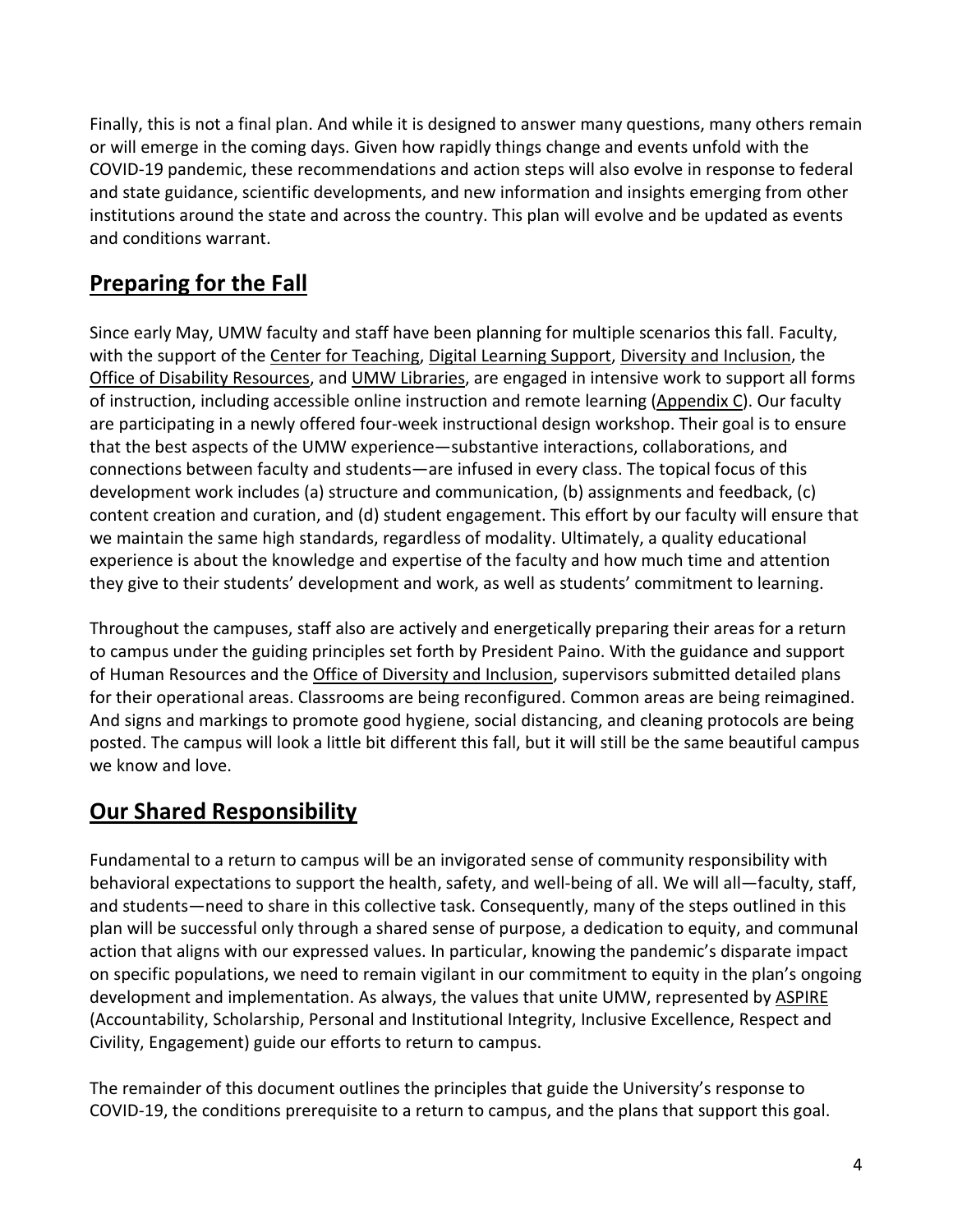Finally, this is not a final plan. And while it is designed to answer many questions, many others remain or will emerge in the coming days. Given how rapidly things change and events unfold with the COVID-19 pandemic, these recommendations and action steps will also evolve in response to federal and state guidance, scientific developments, and new information and insights emerging from other institutions around the state and across the country. This plan will evolve and be updated as events and conditions warrant.

## Preparing for the Fall

Since early May, UMW faculty and staff have been planning for multiple scenarios this fall. Faculty, with the support of the Center for Teaching, Digital Learning Support, Diversity and Inclusion, the Office of Disability Resources, and UMW Libraries, are engaged in intensive work to support all forms of instruction, including accessible online instruction and remote learning (Appendix C). Our faculty are participating in a newly offered four-week instructional design workshop. Their goal is to ensure that the best aspects of the UMW experience—substantive interactions, collaborations, and connections between faculty and students—are infused in every class. The topical focus of this development work includes (a) structure and communication, (b) assignments and feedback, (c) content creation and curation, and (d) student engagement. This effort by our faculty will ensure that we maintain the same high standards, regardless of modality. Ultimately, a quality educational experience is about the knowledge and expertise of the faculty and how much time and attention they give to their students' development and work, as well as students' commitment to learning.

Throughout the campuses, staff also are actively and energetically preparing their areas for a return to campus under the guiding principles set forth by President Paino. With the guidance and support of Human Resources and the Office of Diversity and Inclusion, supervisors submitted detailed plans for their operational areas. Classrooms are being reconfigured. Common areas are being reimagined. And signs and markings to promote good hygiene, social distancing, and cleaning protocols are being posted. The campus will look a little bit different this fall, but it will still be the same beautiful campus we know and love.

## Our Shared Responsibility

Fundamental to a return to campus will be an invigorated sense of community responsibility with behavioral expectations to support the health, safety, and well-being of all. We will all—faculty, staff, and students—need to share in this collective task. Consequently, many of the steps outlined in this plan will be successful only through a shared sense of purpose, a dedication to equity, and communal action that aligns with our expressed values. In particular, knowing the pandemic's disparate impact on specific populations, we need to remain vigilant in our commitment to equity in the plan's ongoing development and implementation. As always, the values that unite UMW, represented by ASPIRE (Accountability, Scholarship, Personal and Institutional Integrity, Inclusive Excellence, Respect and Civility, Engagement) guide our efforts to return to campus.

The remainder of this document outlines the principles that guide the University's response to COVID-19, the conditions prerequisite to a return to campus, and the plans that support this goal.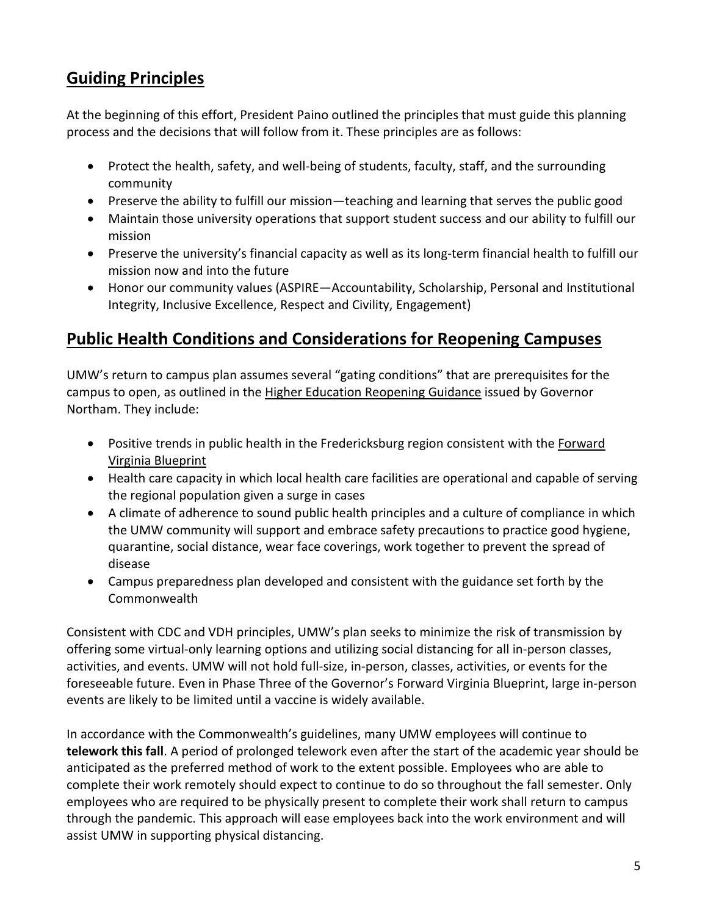## Guiding Principles

At the beginning of this effort, President Paino outlined the principles that must guide this planning process and the decisions that will follow from it. These principles are as follows:

- Protect the health, safety, and well-being of students, faculty, staff, and the surrounding community
- Preserve the ability to fulfill our mission—teaching and learning that serves the public good
- Maintain those university operations that support student success and our ability to fulfill our mission
- Preserve the university's financial capacity as well as its long-term financial health to fulfill our mission now and into the future
- Honor our community values (ASPIRE—Accountability, Scholarship, Personal and Institutional Integrity, Inclusive Excellence, Respect and Civility, Engagement)

## Public Health Conditions and Considerations for Reopening Campuses

UMW's return to campus plan assumes several "gating conditions" that are prerequisites for the campus to open, as outlined in the Higher Education Reopening Guidance issued by Governor Northam. They include:

- Positive trends in public health in the Fredericksburg region consistent with the Forward Virginia Blueprint
- Health care capacity in which local health care facilities are operational and capable of serving the regional population given a surge in cases
- A climate of adherence to sound public health principles and a culture of compliance in which the UMW community will support and embrace safety precautions to practice good hygiene, quarantine, social distance, wear face coverings, work together to prevent the spread of disease
- Campus preparedness plan developed and consistent with the guidance set forth by the Commonwealth

Consistent with CDC and VDH principles, UMW's plan seeks to minimize the risk of transmission by offering some virtual-only learning options and utilizing social distancing for all in-person classes, activities, and events. UMW will not hold full-size, in-person, classes, activities, or events for the foreseeable future. Even in Phase Three of the Governor's Forward Virginia Blueprint, large in-person events are likely to be limited until a vaccine is widely available.

In accordance with the Commonwealth's guidelines, many UMW employees will continue to **telework this fall**. A period of prolonged telework even after the start of the academic year should be anticipated as the preferred method of work to the extent possible. Employees who are able to complete their work remotely should expect to continue to do so throughout the fall semester. Only employees who are required to be physically present to complete their work shall return to campus through the pandemic. This approach will ease employees back into the work environment and will assist UMW in supporting physical distancing.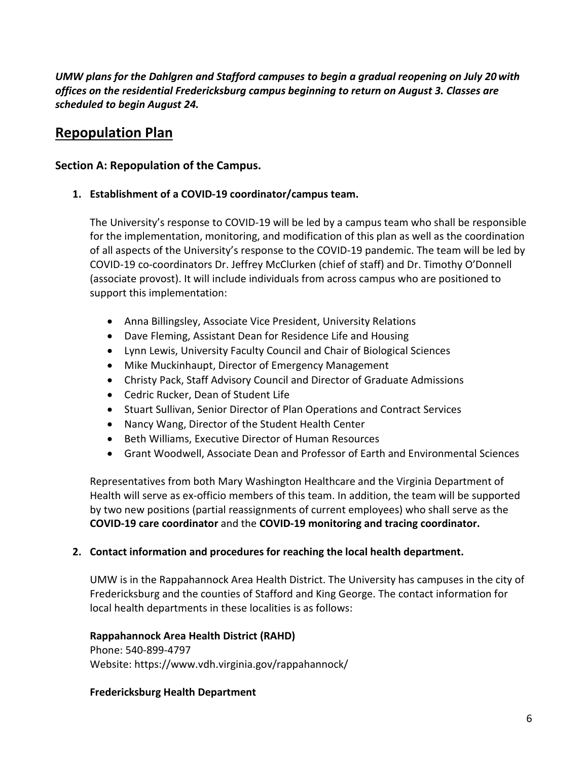***UMW plans for the Dahlgren and Stafford campuses to begin a gradual reopening on July 20 with offices on the residential Fredericksburg campus beginning to return on August 3. Classes are scheduled to begin August 24.***

# Repopulation Plan

## Section A: Repopulation of the Campus.

### 1. Establishment of a COVID-19 coordinator/campus team.

The University's response to COVID-19 will be led by a campus team who shall be responsible for the implementation, monitoring, and modification of this plan as well as the coordination of all aspects of the University's response to the COVID-19 pandemic. The team will be led by COVID-19 co-coordinators Dr. Jeffrey McClurken (chief of staff) and Dr. Timothy O'Donnell (associate provost). It will include individuals from across campus who are positioned to support this implementation:

- Anna Billingsley, Associate Vice President, University Relations
- Dave Fleming, Assistant Dean for Residence Life and Housing
- Lynn Lewis, University Faculty Council and Chair of Biological Sciences
- Mike Muckinhaupt, Director of Emergency Management
- Christy Pack, Staff Advisory Council and Director of Graduate Admissions
- Cedric Rucker, Dean of Student Life
- Stuart Sullivan, Senior Director of Plan Operations and Contract Services
- Nancy Wang, Director of the Student Health Center
- Beth Williams, Executive Director of Human Resources
- Grant Woodwell, Associate Dean and Professor of Earth and Environmental Sciences

Representatives from both Mary Washington Healthcare and the Virginia Department of Health will serve as ex-officio members of this team. In addition, the team will be supported by two new positions (partial reassignments of current employees) who shall serve as the **COVID-19 care coordinator** and the **COVID-19 monitoring and tracing coordinator.**

### 2. Contact information and procedures for reaching the local health department.

UMW is in the Rappahannock Area Health District. The University has campuses in the city of Fredericksburg and the counties of Stafford and King George. The contact information for local health departments in these localities is as follows:

**Rappahannock Area Health District (RAHD)**
Phone: 540-899-4797
Website: https://www.vdh.virginia.gov/rappahannock/

**Fredericksburg Health Department**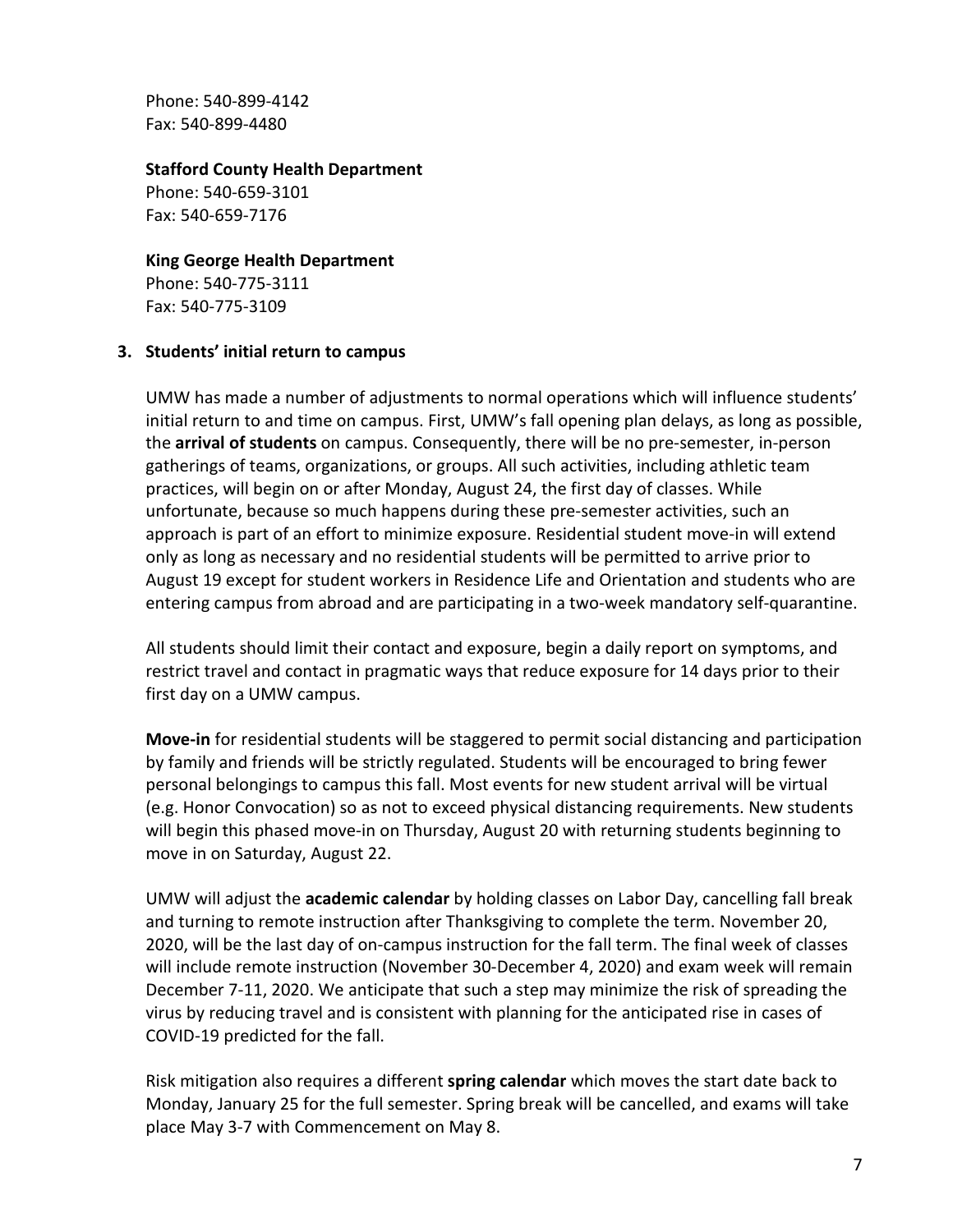Phone: 540-899-4142
Fax: 540-899-4480

**Stafford County Health Department**
Phone: 540-659-3101
Fax: 540-659-7176

**King George Health Department**
Phone: 540-775-3111
Fax: 540-775-3109

## 3. Students' initial return to campus

UMW has made a number of adjustments to normal operations which will influence students' initial return to and time on campus. First, UMW's fall opening plan delays, as long as possible, the **arrival of students** on campus. Consequently, there will be no pre-semester, in-person gatherings of teams, organizations, or groups. All such activities, including athletic team practices, will begin on or after Monday, August 24, the first day of classes. While unfortunate, because so much happens during these pre-semester activities, such an approach is part of an effort to minimize exposure. Residential student move-in will extend only as long as necessary and no residential students will be permitted to arrive prior to August 19 except for student workers in Residence Life and Orientation and students who are entering campus from abroad and are participating in a two-week mandatory self-quarantine.

All students should limit their contact and exposure, begin a daily report on symptoms, and restrict travel and contact in pragmatic ways that reduce exposure for 14 days prior to their first day on a UMW campus.

**Move-in** for residential students will be staggered to permit social distancing and participation by family and friends will be strictly regulated. Students will be encouraged to bring fewer personal belongings to campus this fall. Most events for new student arrival will be virtual (e.g. Honor Convocation) so as not to exceed physical distancing requirements. New students will begin this phased move-in on Thursday, August 20 with returning students beginning to move in on Saturday, August 22.

UMW will adjust the **academic calendar** by holding classes on Labor Day, cancelling fall break and turning to remote instruction after Thanksgiving to complete the term. November 20, 2020, will be the last day of on-campus instruction for the fall term. The final week of classes will include remote instruction (November 30-December 4, 2020) and exam week will remain December 7-11, 2020. We anticipate that such a step may minimize the risk of spreading the virus by reducing travel and is consistent with planning for the anticipated rise in cases of COVID-19 predicted for the fall.

Risk mitigation also requires a different **spring calendar** which moves the start date back to Monday, January 25 for the full semester. Spring break will be cancelled, and exams will take place May 3-7 with Commencement on May 8.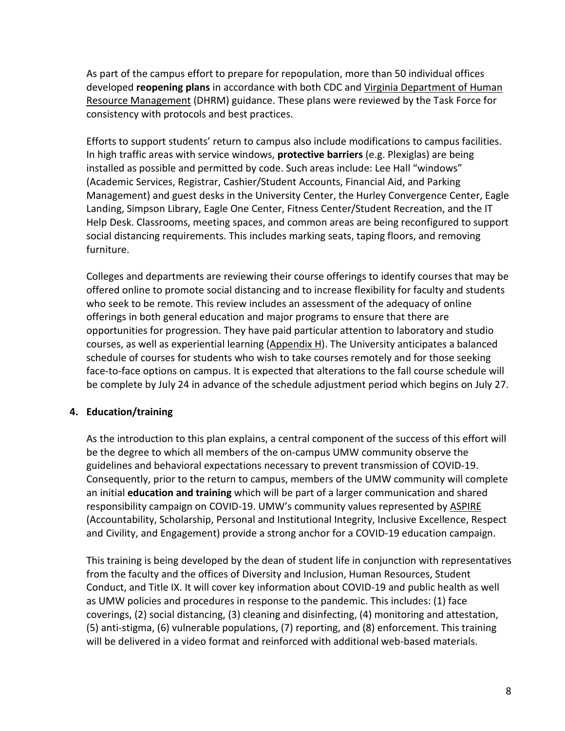As part of the campus effort to prepare for repopulation, more than 50 individual offices developed **reopening plans** in accordance with both CDC and Virginia Department of Human Resource Management (DHRM) guidance. These plans were reviewed by the Task Force for consistency with protocols and best practices.

Efforts to support students' return to campus also include modifications to campus facilities. In high traffic areas with service windows, **protective barriers** (e.g. Plexiglas) are being installed as possible and permitted by code. Such areas include: Lee Hall "windows" (Academic Services, Registrar, Cashier/Student Accounts, Financial Aid, and Parking Management) and guest desks in the University Center, the Hurley Convergence Center, Eagle Landing, Simpson Library, Eagle One Center, Fitness Center/Student Recreation, and the IT Help Desk. Classrooms, meeting spaces, and common areas are being reconfigured to support social distancing requirements. This includes marking seats, taping floors, and removing furniture.

Colleges and departments are reviewing their course offerings to identify courses that may be offered online to promote social distancing and to increase flexibility for faculty and students who seek to be remote. This review includes an assessment of the adequacy of online offerings in both general education and major programs to ensure that there are opportunities for progression. They have paid particular attention to laboratory and studio courses, as well as experiential learning (Appendix H). The University anticipates a balanced schedule of courses for students who wish to take courses remotely and for those seeking face-to-face options on campus. It is expected that alterations to the fall course schedule will be complete by July 24 in advance of the schedule adjustment period which begins on July 27.

## 4. Education/training

As the introduction to this plan explains, a central component of the success of this effort will be the degree to which all members of the on-campus UMW community observe the guidelines and behavioral expectations necessary to prevent transmission of COVID-19. Consequently, prior to the return to campus, members of the UMW community will complete an initial **education and training** which will be part of a larger communication and shared responsibility campaign on COVID-19. UMW's community values represented by ASPIRE (Accountability, Scholarship, Personal and Institutional Integrity, Inclusive Excellence, Respect and Civility, and Engagement) provide a strong anchor for a COVID-19 education campaign.

This training is being developed by the dean of student life in conjunction with representatives from the faculty and the offices of Diversity and Inclusion, Human Resources, Student Conduct, and Title IX. It will cover key information about COVID-19 and public health as well as UMW policies and procedures in response to the pandemic. This includes: (1) face coverings, (2) social distancing, (3) cleaning and disinfecting, (4) monitoring and attestation, (5) anti-stigma, (6) vulnerable populations, (7) reporting, and (8) enforcement. This training will be delivered in a video format and reinforced with additional web-based materials.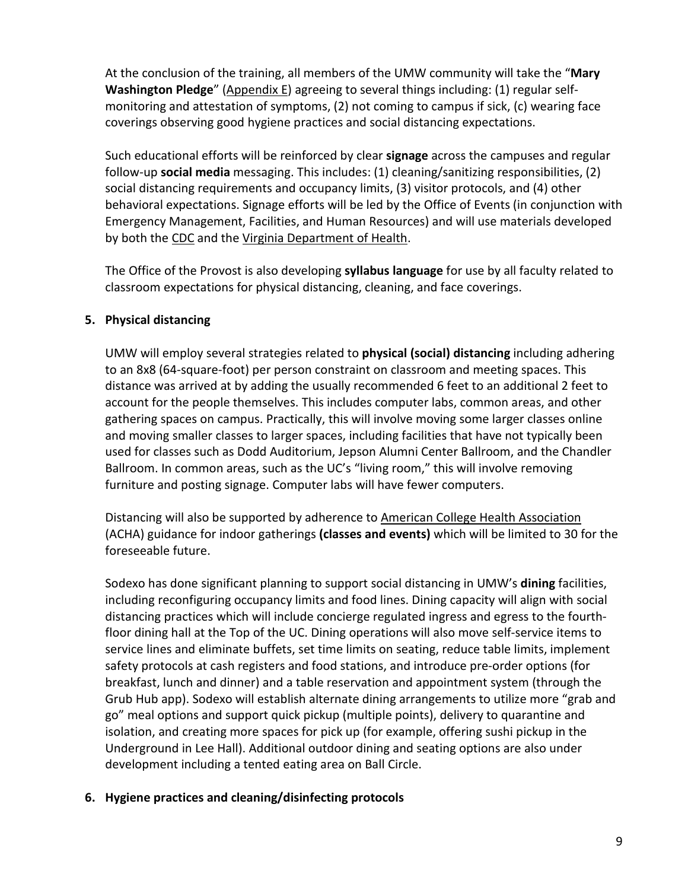At the conclusion of the training, all members of the UMW community will take the "**Mary Washington Pledge**" (Appendix E) agreeing to several things including: (1) regular self-monitoring and attestation of symptoms, (2) not coming to campus if sick, (c) wearing face coverings observing good hygiene practices and social distancing expectations.

Such educational efforts will be reinforced by clear **signage** across the campuses and regular follow-up **social media** messaging. This includes: (1) cleaning/sanitizing responsibilities, (2) social distancing requirements and occupancy limits, (3) visitor protocols, and (4) other behavioral expectations. Signage efforts will be led by the Office of Events (in conjunction with Emergency Management, Facilities, and Human Resources) and will use materials developed by both the CDC and the Virginia Department of Health.

The Office of the Provost is also developing **syllabus language** for use by all faculty related to classroom expectations for physical distancing, cleaning, and face coverings.

## 5. Physical distancing

UMW will employ several strategies related to **physical (social) distancing** including adhering to an 8x8 (64-square-foot) per person constraint on classroom and meeting spaces. This distance was arrived at by adding the usually recommended 6 feet to an additional 2 feet to account for the people themselves. This includes computer labs, common areas, and other gathering spaces on campus. Practically, this will involve moving some larger classes online and moving smaller classes to larger spaces, including facilities that have not typically been used for classes such as Dodd Auditorium, Jepson Alumni Center Ballroom, and the Chandler Ballroom. In common areas, such as the UC's "living room," this will involve removing furniture and posting signage. Computer labs will have fewer computers.

Distancing will also be supported by adherence to American College Health Association (ACHA) guidance for indoor gatherings **(classes and events)** which will be limited to 30 for the foreseeable future.

Sodexo has done significant planning to support social distancing in UMW's **dining** facilities, including reconfiguring occupancy limits and food lines. Dining capacity will align with social distancing practices which will include concierge regulated ingress and egress to the fourth-floor dining hall at the Top of the UC. Dining operations will also move self-service items to service lines and eliminate buffets, set time limits on seating, reduce table limits, implement safety protocols at cash registers and food stations, and introduce pre-order options (for breakfast, lunch and dinner) and a table reservation and appointment system (through the Grub Hub app). Sodexo will establish alternate dining arrangements to utilize more "grab and go" meal options and support quick pickup (multiple points), delivery to quarantine and isolation, and creating more spaces for pick up (for example, offering sushi pickup in the Underground in Lee Hall). Additional outdoor dining and seating options are also under development including a tented eating area on Ball Circle.

## 6. Hygiene practices and cleaning/disinfecting protocols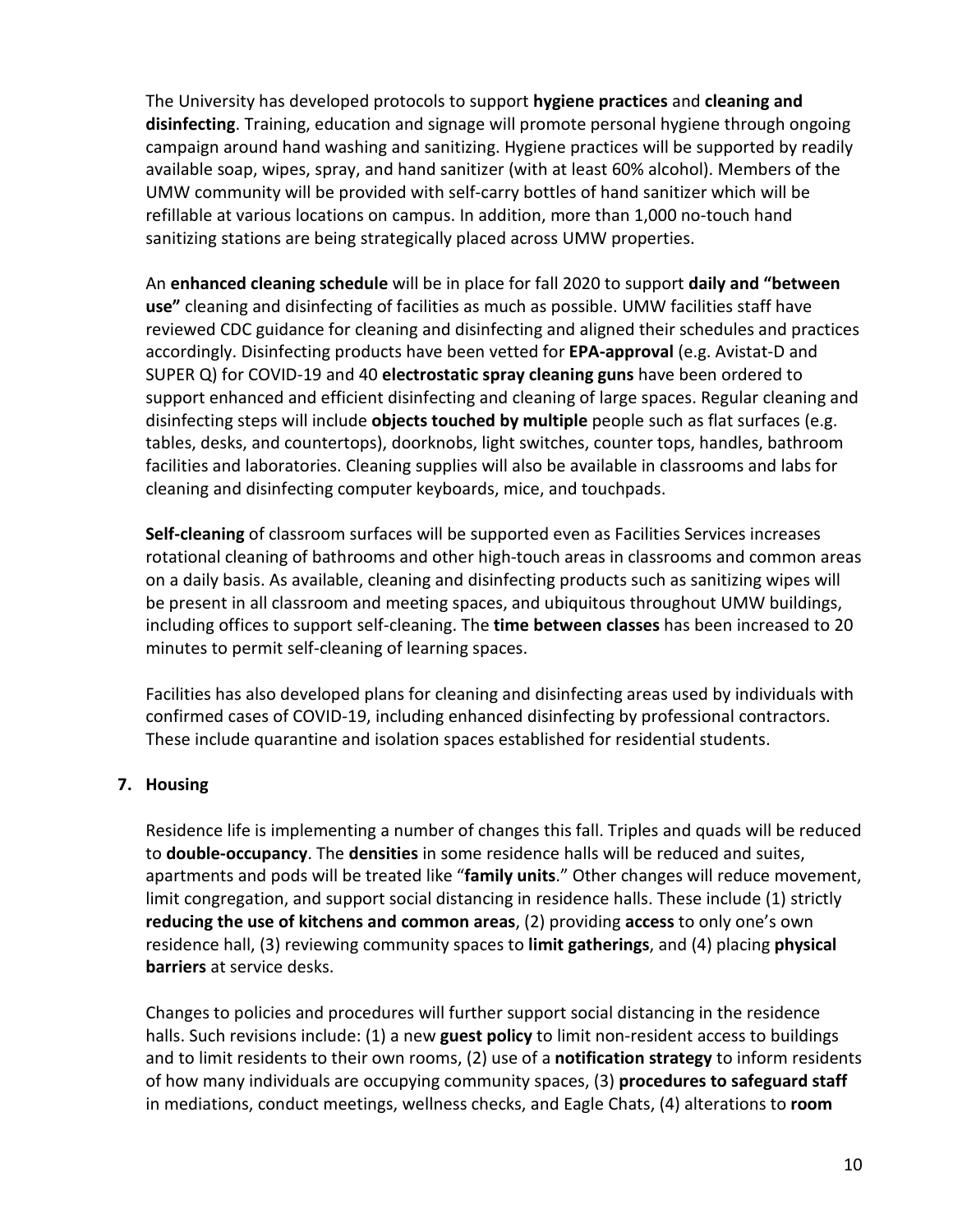The University has developed protocols to support **hygiene practices** and **cleaning and disinfecting**. Training, education and signage will promote personal hygiene through ongoing campaign around hand washing and sanitizing. Hygiene practices will be supported by readily available soap, wipes, spray, and hand sanitizer (with at least 60% alcohol). Members of the UMW community will be provided with self-carry bottles of hand sanitizer which will be refillable at various locations on campus. In addition, more than 1,000 no-touch hand sanitizing stations are being strategically placed across UMW properties.

An **enhanced cleaning schedule** will be in place for fall 2020 to support **daily and "between use"** cleaning and disinfecting of facilities as much as possible. UMW facilities staff have reviewed CDC guidance for cleaning and disinfecting and aligned their schedules and practices accordingly. Disinfecting products have been vetted for **EPA-approval** (e.g. Avistat-D and SUPER Q) for COVID-19 and 40 **electrostatic spray cleaning guns** have been ordered to support enhanced and efficient disinfecting and cleaning of large spaces. Regular cleaning and disinfecting steps will include **objects touched by multiple** people such as flat surfaces (e.g. tables, desks, and countertops), doorknobs, light switches, counter tops, handles, bathroom facilities and laboratories. Cleaning supplies will also be available in classrooms and labs for cleaning and disinfecting computer keyboards, mice, and touchpads.

**Self-cleaning** of classroom surfaces will be supported even as Facilities Services increases rotational cleaning of bathrooms and other high-touch areas in classrooms and common areas on a daily basis. As available, cleaning and disinfecting products such as sanitizing wipes will be present in all classroom and meeting spaces, and ubiquitous throughout UMW buildings, including offices to support self-cleaning. The **time between classes** has been increased to 20 minutes to permit self-cleaning of learning spaces.

Facilities has also developed plans for cleaning and disinfecting areas used by individuals with confirmed cases of COVID-19, including enhanced disinfecting by professional contractors. These include quarantine and isolation spaces established for residential students.

## 7. Housing

Residence life is implementing a number of changes this fall. Triples and quads will be reduced to **double-occupancy**. The **densities** in some residence halls will be reduced and suites, apartments and pods will be treated like "**family units**." Other changes will reduce movement, limit congregation, and support social distancing in residence halls. These include (1) strictly **reducing the use of kitchens and common areas**, (2) providing **access** to only one's own residence hall, (3) reviewing community spaces to **limit gatherings**, and (4) placing **physical barriers** at service desks.

Changes to policies and procedures will further support social distancing in the residence halls. Such revisions include: (1) a new **guest policy** to limit non-resident access to buildings and to limit residents to their own rooms, (2) use of a **notification strategy** to inform residents of how many individuals are occupying community spaces, (3) **procedures to safeguard staff** in mediations, conduct meetings, wellness checks, and Eagle Chats, (4) alterations to **room**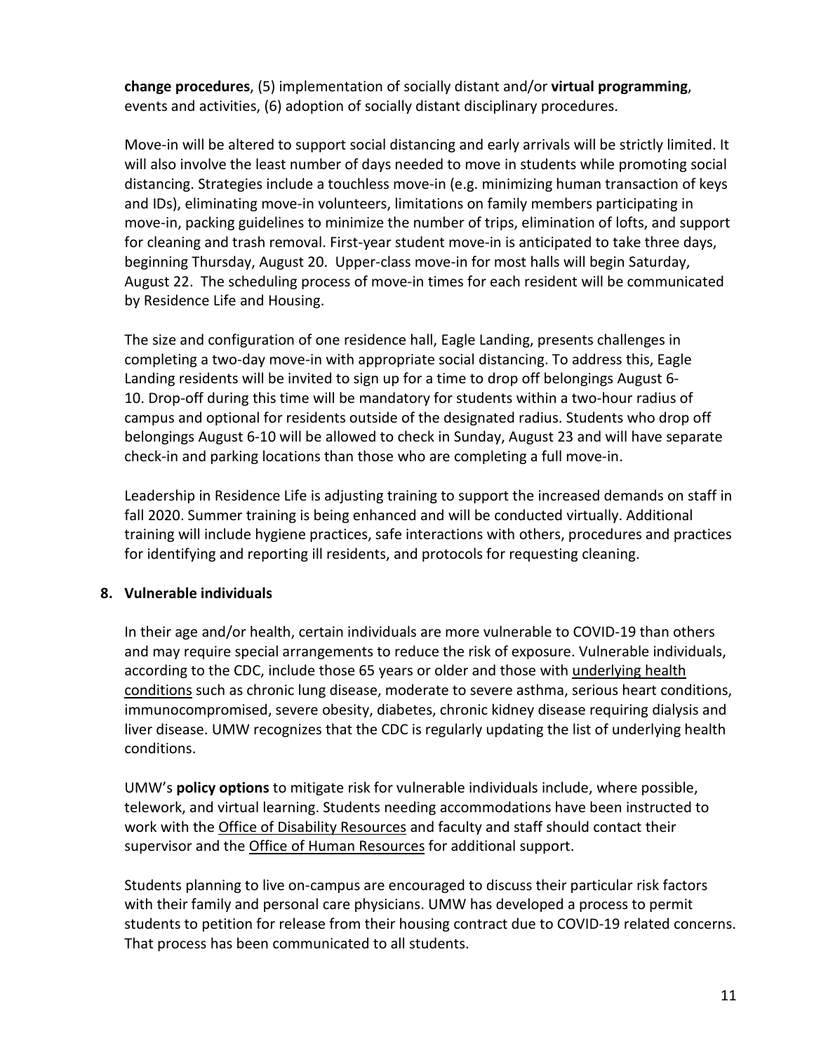**change procedures**, (5) implementation of socially distant and/or **virtual programming**, events and activities, (6) adoption of socially distant disciplinary procedures.

Move-in will be altered to support social distancing and early arrivals will be strictly limited. It will also involve the least number of days needed to move in students while promoting social distancing. Strategies include a touchless move-in (e.g. minimizing human transaction of keys and IDs), eliminating move-in volunteers, limitations on family members participating in move-in, packing guidelines to minimize the number of trips, elimination of lofts, and support for cleaning and trash removal. First-year student move-in is anticipated to take three days, beginning Thursday, August 20. Upper-class move-in for most halls will begin Saturday, August 22. The scheduling process of move-in times for each resident will be communicated by Residence Life and Housing.

The size and configuration of one residence hall, Eagle Landing, presents challenges in completing a two-day move-in with appropriate social distancing. To address this, Eagle Landing residents will be invited to sign up for a time to drop off belongings August 6-10. Drop-off during this time will be mandatory for students within a two-hour radius of campus and optional for residents outside of the designated radius. Students who drop off belongings August 6-10 will be allowed to check in Sunday, August 23 and will have separate check-in and parking locations than those who are completing a full move-in.

Leadership in Residence Life is adjusting training to support the increased demands on staff in fall 2020. Summer training is being enhanced and will be conducted virtually. Additional training will include hygiene practices, safe interactions with others, procedures and practices for identifying and reporting ill residents, and protocols for requesting cleaning.

## 8. Vulnerable individuals

In their age and/or health, certain individuals are more vulnerable to COVID-19 than others and may require special arrangements to reduce the risk of exposure. Vulnerable individuals, according to the CDC, include those 65 years or older and those with underlying health conditions such as chronic lung disease, moderate to severe asthma, serious heart conditions, immunocompromised, severe obesity, diabetes, chronic kidney disease requiring dialysis and liver disease. UMW recognizes that the CDC is regularly updating the list of underlying health conditions.

UMW's **policy options** to mitigate risk for vulnerable individuals include, where possible, telework, and virtual learning. Students needing accommodations have been instructed to work with the Office of Disability Resources and faculty and staff should contact their supervisor and the Office of Human Resources for additional support.

Students planning to live on-campus are encouraged to discuss their particular risk factors with their family and personal care physicians. UMW has developed a process to permit students to petition for release from their housing contract due to COVID-19 related concerns. That process has been communicated to all students.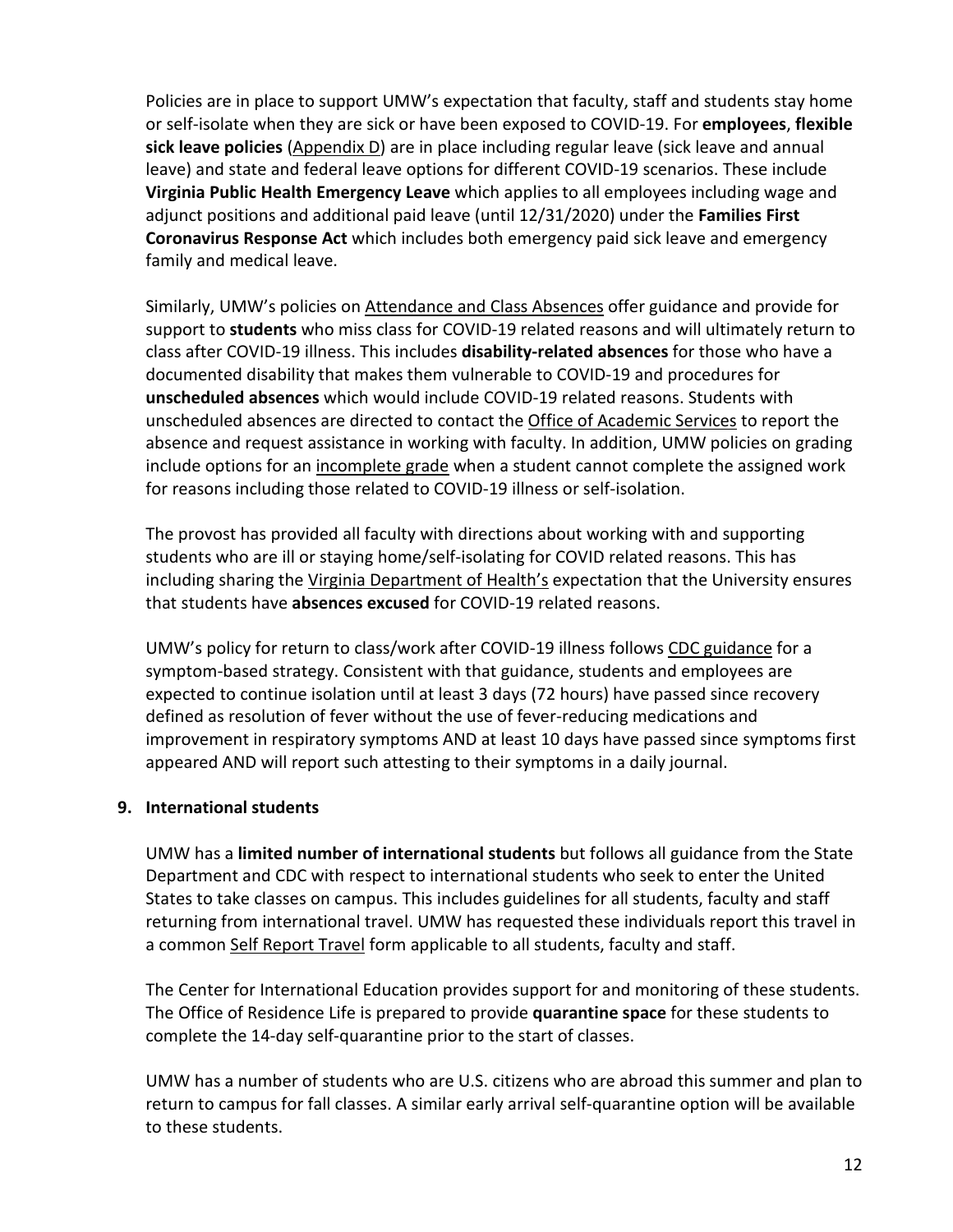Policies are in place to support UMW's expectation that faculty, staff and students stay home or self-isolate when they are sick or have been exposed to COVID-19. For **employees**, **flexible sick leave policies** (Appendix D) are in place including regular leave (sick leave and annual leave) and state and federal leave options for different COVID-19 scenarios. These include **Virginia Public Health Emergency Leave** which applies to all employees including wage and adjunct positions and additional paid leave (until 12/31/2020) under the **Families First Coronavirus Response Act** which includes both emergency paid sick leave and emergency family and medical leave.

Similarly, UMW's policies on Attendance and Class Absences offer guidance and provide for support to **students** who miss class for COVID-19 related reasons and will ultimately return to class after COVID-19 illness. This includes **disability-related absences** for those who have a documented disability that makes them vulnerable to COVID-19 and procedures for **unscheduled absences** which would include COVID-19 related reasons. Students with unscheduled absences are directed to contact the Office of Academic Services to report the absence and request assistance in working with faculty. In addition, UMW policies on grading include options for an incomplete grade when a student cannot complete the assigned work for reasons including those related to COVID-19 illness or self-isolation.

The provost has provided all faculty with directions about working with and supporting students who are ill or staying home/self-isolating for COVID related reasons. This has including sharing the Virginia Department of Health's expectation that the University ensures that students have **absences excused** for COVID-19 related reasons.

UMW's policy for return to class/work after COVID-19 illness follows CDC guidance for a symptom-based strategy. Consistent with that guidance, students and employees are expected to continue isolation until at least 3 days (72 hours) have passed since recovery defined as resolution of fever without the use of fever-reducing medications and improvement in respiratory symptoms AND at least 10 days have passed since symptoms first appeared AND will report such attesting to their symptoms in a daily journal.

## 9. International students

UMW has a **limited number of international students** but follows all guidance from the State Department and CDC with respect to international students who seek to enter the United States to take classes on campus. This includes guidelines for all students, faculty and staff returning from international travel. UMW has requested these individuals report this travel in a common Self Report Travel form applicable to all students, faculty and staff.

The Center for International Education provides support for and monitoring of these students. The Office of Residence Life is prepared to provide **quarantine space** for these students to complete the 14-day self-quarantine prior to the start of classes.

UMW has a number of students who are U.S. citizens who are abroad this summer and plan to return to campus for fall classes. A similar early arrival self-quarantine option will be available to these students.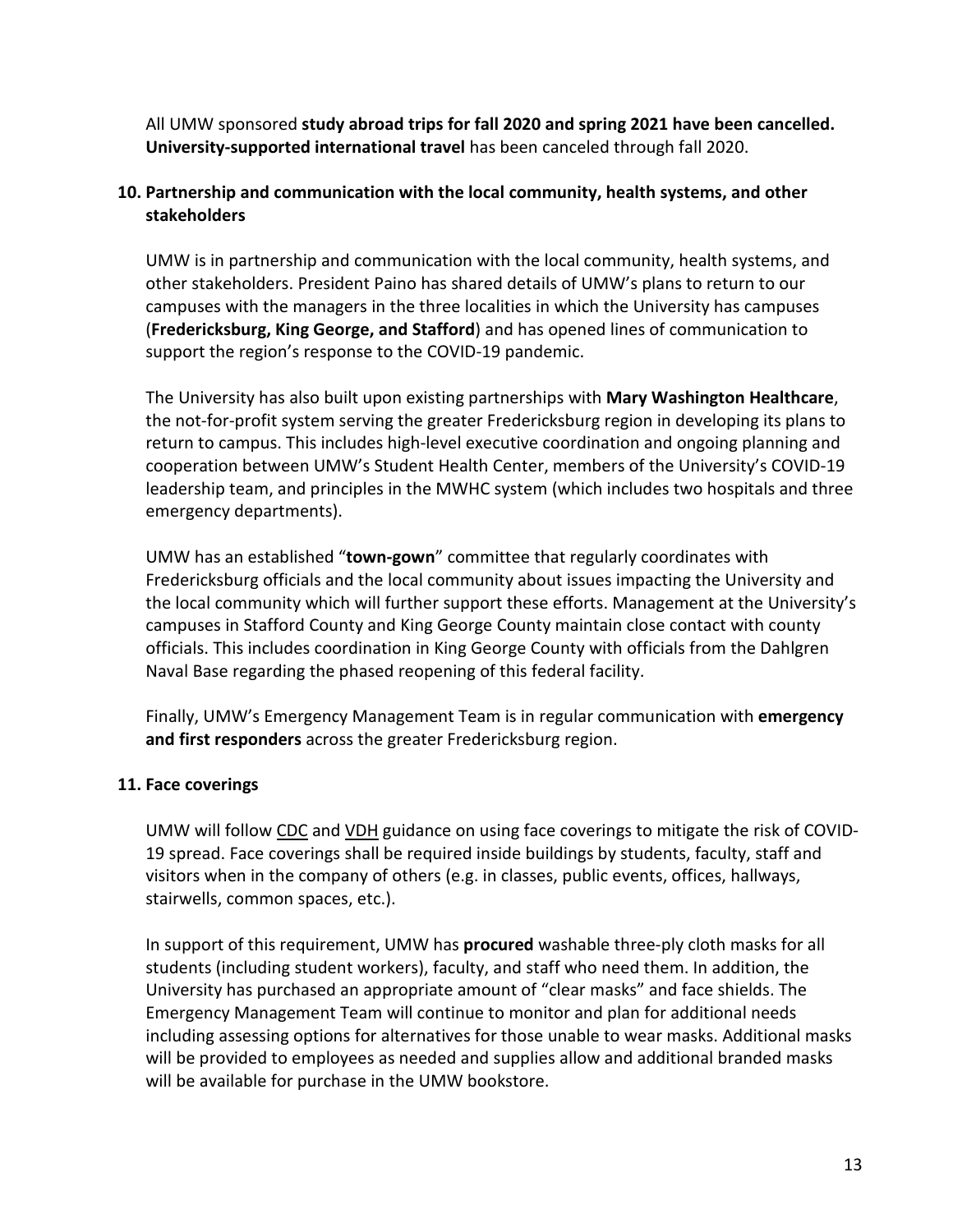All UMW sponsored **study abroad trips for fall 2020 and spring 2021 have been cancelled. University-supported international travel** has been canceled through fall 2020.

### 10. Partnership and communication with the local community, health systems, and other stakeholders

UMW is in partnership and communication with the local community, health systems, and other stakeholders. President Paino has shared details of UMW's plans to return to our campuses with the managers in the three localities in which the University has campuses (**Fredericksburg, King George, and Stafford**) and has opened lines of communication to support the region's response to the COVID-19 pandemic.

The University has also built upon existing partnerships with **Mary Washington Healthcare**, the not-for-profit system serving the greater Fredericksburg region in developing its plans to return to campus. This includes high-level executive coordination and ongoing planning and cooperation between UMW's Student Health Center, members of the University's COVID-19 leadership team, and principles in the MWHC system (which includes two hospitals and three emergency departments).

UMW has an established "**town-gown**" committee that regularly coordinates with Fredericksburg officials and the local community about issues impacting the University and the local community which will further support these efforts. Management at the University's campuses in Stafford County and King George County maintain close contact with county officials. This includes coordination in King George County with officials from the Dahlgren Naval Base regarding the phased reopening of this federal facility.

Finally, UMW's Emergency Management Team is in regular communication with **emergency and first responders** across the greater Fredericksburg region.

### 11. Face coverings

UMW will follow CDC and VDH guidance on using face coverings to mitigate the risk of COVID-19 spread. Face coverings shall be required inside buildings by students, faculty, staff and visitors when in the company of others (e.g. in classes, public events, offices, hallways, stairwells, common spaces, etc.).

In support of this requirement, UMW has **procured** washable three-ply cloth masks for all students (including student workers), faculty, and staff who need them. In addition, the University has purchased an appropriate amount of "clear masks" and face shields. The Emergency Management Team will continue to monitor and plan for additional needs including assessing options for alternatives for those unable to wear masks. Additional masks will be provided to employees as needed and supplies allow and additional branded masks will be available for purchase in the UMW bookstore.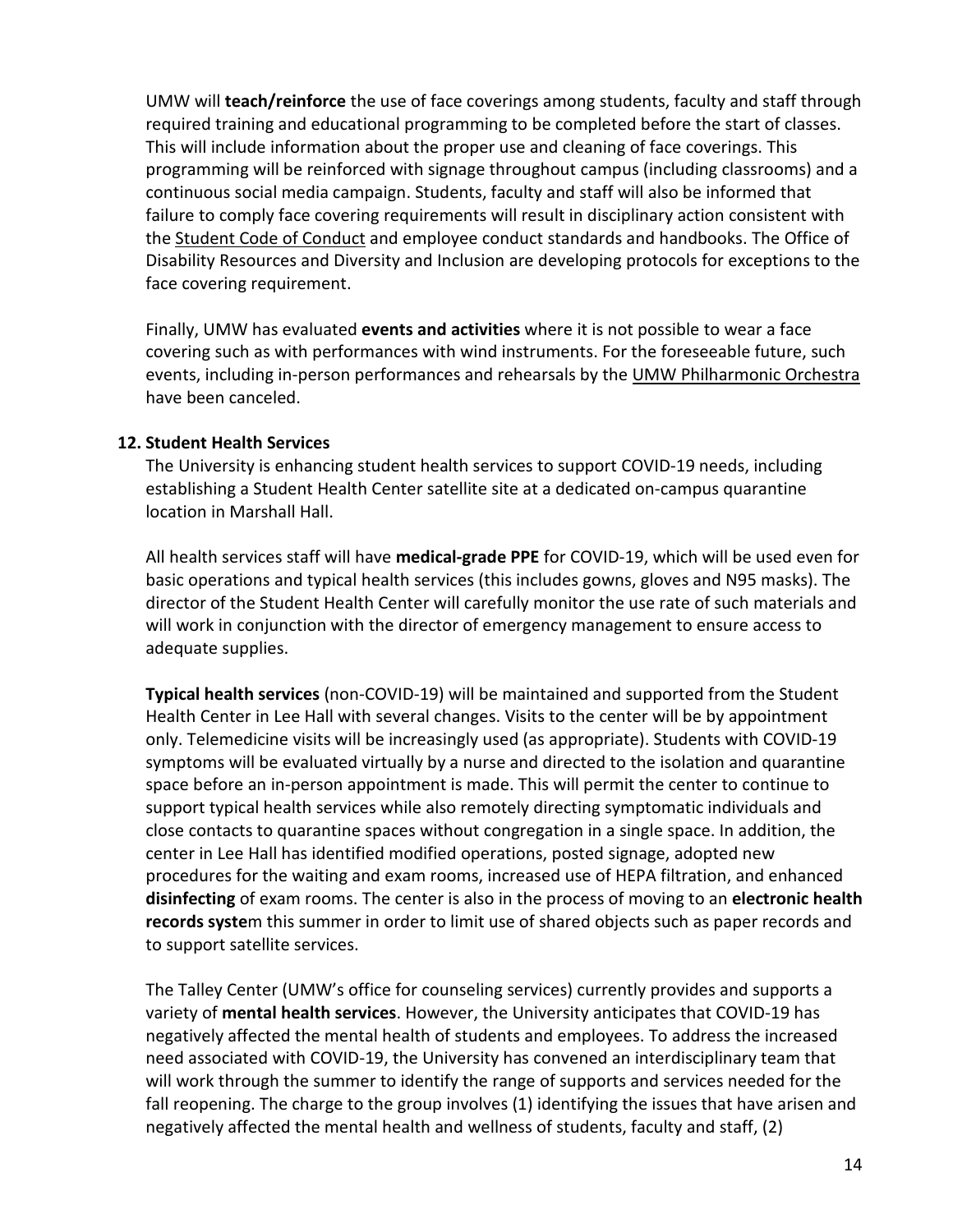UMW will **teach/reinforce** the use of face coverings among students, faculty and staff through required training and educational programming to be completed before the start of classes. This will include information about the proper use and cleaning of face coverings. This programming will be reinforced with signage throughout campus (including classrooms) and a continuous social media campaign. Students, faculty and staff will also be informed that failure to comply face covering requirements will result in disciplinary action consistent with the Student Code of Conduct and employee conduct standards and handbooks. The Office of Disability Resources and Diversity and Inclusion are developing protocols for exceptions to the face covering requirement.

Finally, UMW has evaluated **events and activities** where it is not possible to wear a face covering such as with performances with wind instruments. For the foreseeable future, such events, including in-person performances and rehearsals by the UMW Philharmonic Orchestra have been canceled.

## 12. Student Health Services

The University is enhancing student health services to support COVID-19 needs, including establishing a Student Health Center satellite site at a dedicated on-campus quarantine location in Marshall Hall.

All health services staff will have **medical-grade PPE** for COVID-19, which will be used even for basic operations and typical health services (this includes gowns, gloves and N95 masks). The director of the Student Health Center will carefully monitor the use rate of such materials and will work in conjunction with the director of emergency management to ensure access to adequate supplies.

**Typical health services** (non-COVID-19) will be maintained and supported from the Student Health Center in Lee Hall with several changes. Visits to the center will be by appointment only. Telemedicine visits will be increasingly used (as appropriate). Students with COVID-19 symptoms will be evaluated virtually by a nurse and directed to the isolation and quarantine space before an in-person appointment is made. This will permit the center to continue to support typical health services while also remotely directing symptomatic individuals and close contacts to quarantine spaces without congregation in a single space. In addition, the center in Lee Hall has identified modified operations, posted signage, adopted new procedures for the waiting and exam rooms, increased use of HEPA filtration, and enhanced **disinfecting** of exam rooms. The center is also in the process of moving to an **electronic health records syste**m this summer in order to limit use of shared objects such as paper records and to support satellite services.

The Talley Center (UMW's office for counseling services) currently provides and supports a variety of **mental health services**. However, the University anticipates that COVID-19 has negatively affected the mental health of students and employees. To address the increased need associated with COVID-19, the University has convened an interdisciplinary team that will work through the summer to identify the range of supports and services needed for the fall reopening. The charge to the group involves (1) identifying the issues that have arisen and negatively affected the mental health and wellness of students, faculty and staff, (2)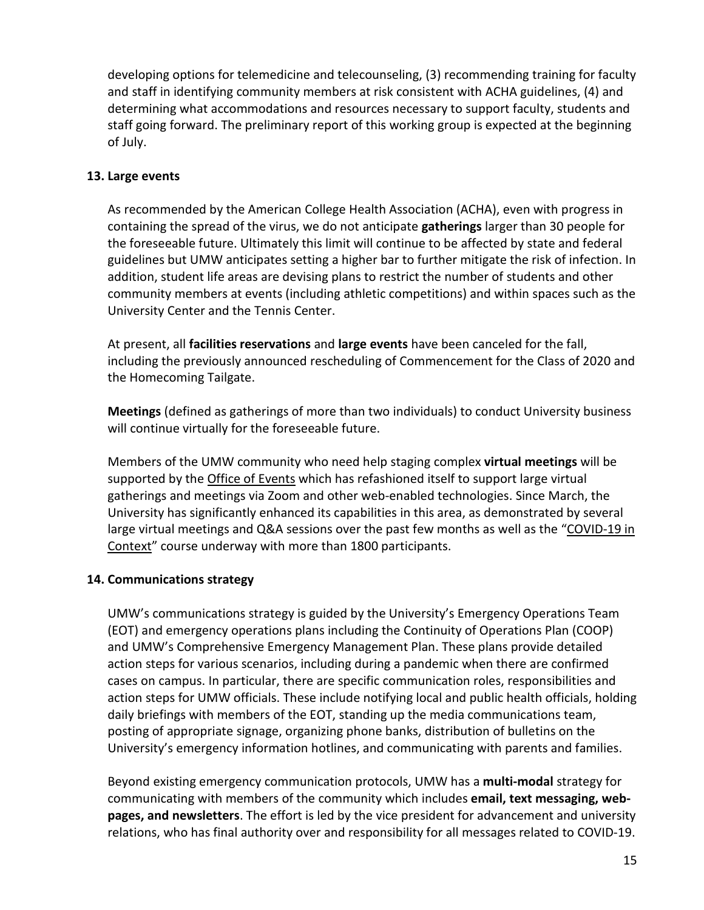developing options for telemedicine and telecounseling, (3) recommending training for faculty and staff in identifying community members at risk consistent with ACHA guidelines, (4) and determining what accommodations and resources necessary to support faculty, students and staff going forward. The preliminary report of this working group is expected at the beginning of July.

### 13. Large events

As recommended by the American College Health Association (ACHA), even with progress in containing the spread of the virus, we do not anticipate **gatherings** larger than 30 people for the foreseeable future. Ultimately this limit will continue to be affected by state and federal guidelines but UMW anticipates setting a higher bar to further mitigate the risk of infection. In addition, student life areas are devising plans to restrict the number of students and other community members at events (including athletic competitions) and within spaces such as the University Center and the Tennis Center.

At present, all **facilities reservations** and **large events** have been canceled for the fall, including the previously announced rescheduling of Commencement for the Class of 2020 and the Homecoming Tailgate.

**Meetings** (defined as gatherings of more than two individuals) to conduct University business will continue virtually for the foreseeable future.

Members of the UMW community who need help staging complex **virtual meetings** will be supported by the Office of Events which has refashioned itself to support large virtual gatherings and meetings via Zoom and other web-enabled technologies. Since March, the University has significantly enhanced its capabilities in this area, as demonstrated by several large virtual meetings and Q&A sessions over the past few months as well as the "COVID-19 in Context" course underway with more than 1800 participants.

### 14. Communications strategy

UMW's communications strategy is guided by the University's Emergency Operations Team (EOT) and emergency operations plans including the Continuity of Operations Plan (COOP) and UMW's Comprehensive Emergency Management Plan. These plans provide detailed action steps for various scenarios, including during a pandemic when there are confirmed cases on campus. In particular, there are specific communication roles, responsibilities and action steps for UMW officials. These include notifying local and public health officials, holding daily briefings with members of the EOT, standing up the media communications team, posting of appropriate signage, organizing phone banks, distribution of bulletins on the University's emergency information hotlines, and communicating with parents and families.

Beyond existing emergency communication protocols, UMW has a **multi-modal** strategy for communicating with members of the community which includes **email, text messaging, web-pages, and newsletters**. The effort is led by the vice president for advancement and university relations, who has final authority over and responsibility for all messages related to COVID-19.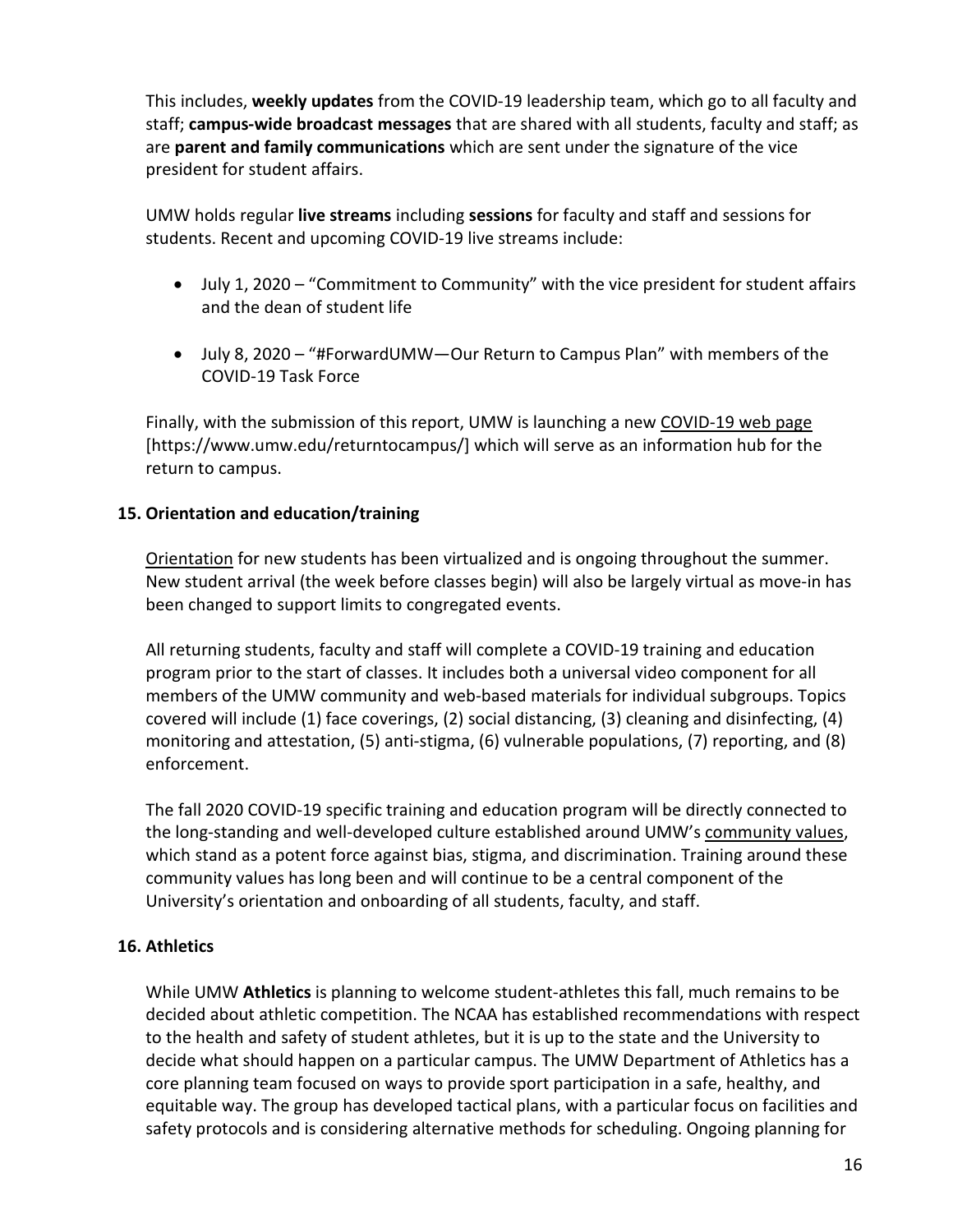This includes, **weekly updates** from the COVID-19 leadership team, which go to all faculty and staff; **campus-wide broadcast messages** that are shared with all students, faculty and staff; as are **parent and family communications** which are sent under the signature of the vice president for student affairs.

UMW holds regular **live streams** including **sessions** for faculty and staff and sessions for students. Recent and upcoming COVID-19 live streams include:

- July 1, 2020 – "Commitment to Community" with the vice president for student affairs and the dean of student life
- July 8, 2020 – "#ForwardUMW—Our Return to Campus Plan" with members of the COVID-19 Task Force

Finally, with the submission of this report, UMW is launching a new COVID-19 web page [https://www.umw.edu/returntocampus/] which will serve as an information hub for the return to campus.

### 15. Orientation and education/training

Orientation for new students has been virtualized and is ongoing throughout the summer. New student arrival (the week before classes begin) will also be largely virtual as move-in has been changed to support limits to congregated events.

All returning students, faculty and staff will complete a COVID-19 training and education program prior to the start of classes. It includes both a universal video component for all members of the UMW community and web-based materials for individual subgroups. Topics covered will include (1) face coverings, (2) social distancing, (3) cleaning and disinfecting, (4) monitoring and attestation, (5) anti-stigma, (6) vulnerable populations, (7) reporting, and (8) enforcement.

The fall 2020 COVID-19 specific training and education program will be directly connected to the long-standing and well-developed culture established around UMW's community values, which stand as a potent force against bias, stigma, and discrimination. Training around these community values has long been and will continue to be a central component of the University's orientation and onboarding of all students, faculty, and staff.

### 16. Athletics

While UMW **Athletics** is planning to welcome student-athletes this fall, much remains to be decided about athletic competition. The NCAA has established recommendations with respect to the health and safety of student athletes, but it is up to the state and the University to decide what should happen on a particular campus. The UMW Department of Athletics has a core planning team focused on ways to provide sport participation in a safe, healthy, and equitable way. The group has developed tactical plans, with a particular focus on facilities and safety protocols and is considering alternative methods for scheduling. Ongoing planning for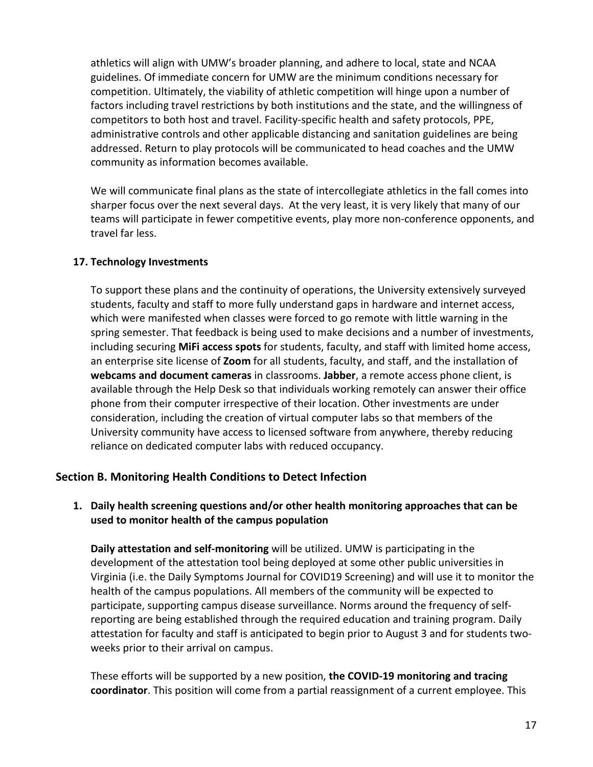athletics will align with UMW's broader planning, and adhere to local, state and NCAA guidelines. Of immediate concern for UMW are the minimum conditions necessary for competition. Ultimately, the viability of athletic competition will hinge upon a number of factors including travel restrictions by both institutions and the state, and the willingness of competitors to both host and travel. Facility-specific health and safety protocols, PPE, administrative controls and other applicable distancing and sanitation guidelines are being addressed. Return to play protocols will be communicated to head coaches and the UMW community as information becomes available.

We will communicate final plans as the state of intercollegiate athletics in the fall comes into sharper focus over the next several days. At the very least, it is very likely that many of our teams will participate in fewer competitive events, play more non-conference opponents, and travel far less.

#### 17. Technology Investments

To support these plans and the continuity of operations, the University extensively surveyed students, faculty and staff to more fully understand gaps in hardware and internet access, which were manifested when classes were forced to go remote with little warning in the spring semester. That feedback is being used to make decisions and a number of investments, including securing **MiFi access spots** for students, faculty, and staff with limited home access, an enterprise site license of **Zoom** for all students, faculty, and staff, and the installation of **webcams and document cameras** in classrooms. **Jabber**, a remote access phone client, is available through the Help Desk so that individuals working remotely can answer their office phone from their computer irrespective of their location. Other investments are under consideration, including the creation of virtual computer labs so that members of the University community have access to licensed software from anywhere, thereby reducing reliance on dedicated computer labs with reduced occupancy.

## Section B. Monitoring Health Conditions to Detect Infection

#### 1. Daily health screening questions and/or other health monitoring approaches that can be used to monitor health of the campus population

**Daily attestation and self-monitoring** will be utilized. UMW is participating in the development of the attestation tool being deployed at some other public universities in Virginia (i.e. the Daily Symptoms Journal for COVID19 Screening) and will use it to monitor the health of the campus populations. All members of the community will be expected to participate, supporting campus disease surveillance. Norms around the frequency of self-reporting are being established through the required education and training program. Daily attestation for faculty and staff is anticipated to begin prior to August 3 and for students two-weeks prior to their arrival on campus.

These efforts will be supported by a new position, **the COVID-19 monitoring and tracing coordinator**. This position will come from a partial reassignment of a current employee. This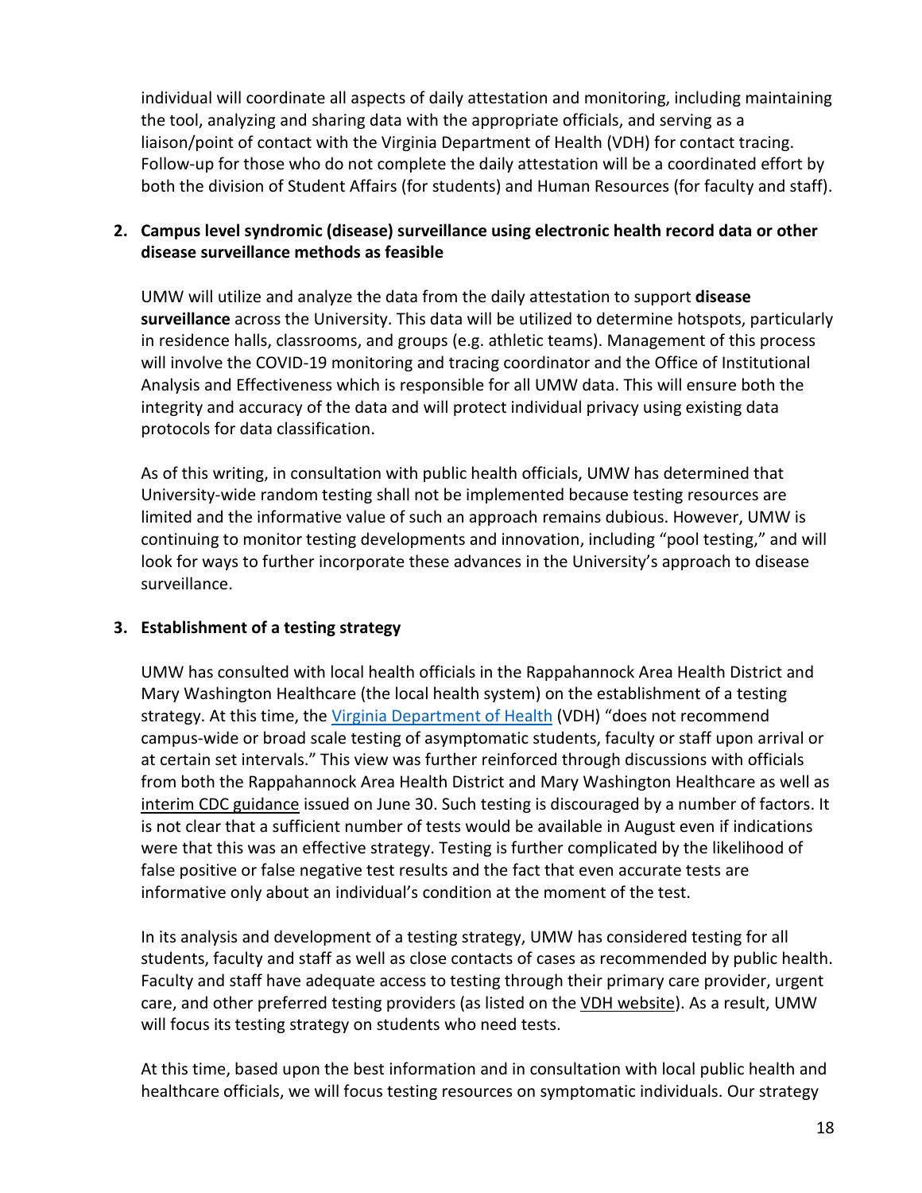individual will coordinate all aspects of daily attestation and monitoring, including maintaining the tool, analyzing and sharing data with the appropriate officials, and serving as a liaison/point of contact with the Virginia Department of Health (VDH) for contact tracing. Follow-up for those who do not complete the daily attestation will be a coordinated effort by both the division of Student Affairs (for students) and Human Resources (for faculty and staff).

2. **Campus level syndromic (disease) surveillance using electronic health record data or other disease surveillance methods as feasible**

   UMW will utilize and analyze the data from the daily attestation to support **disease surveillance** across the University. This data will be utilized to determine hotspots, particularly in residence halls, classrooms, and groups (e.g. athletic teams). Management of this process will involve the COVID-19 monitoring and tracing coordinator and the Office of Institutional Analysis and Effectiveness which is responsible for all UMW data. This will ensure both the integrity and accuracy of the data and will protect individual privacy using existing data protocols for data classification.

   As of this writing, in consultation with public health officials, UMW has determined that University-wide random testing shall not be implemented because testing resources are limited and the informative value of such an approach remains dubious. However, UMW is continuing to monitor testing developments and innovation, including "pool testing," and will look for ways to further incorporate these advances in the University's approach to disease surveillance.

3. **Establishment of a testing strategy**

   UMW has consulted with local health officials in the Rappahannock Area Health District and Mary Washington Healthcare (the local health system) on the establishment of a testing strategy. At this time, the Virginia Department of Health (VDH) "does not recommend campus-wide or broad scale testing of asymptomatic students, faculty or staff upon arrival or at certain set intervals." This view was further reinforced through discussions with officials from both the Rappahannock Area Health District and Mary Washington Healthcare as well as interim CDC guidance issued on June 30. Such testing is discouraged by a number of factors. It is not clear that a sufficient number of tests would be available in August even if indications were that this was an effective strategy. Testing is further complicated by the likelihood of false positive or false negative test results and the fact that even accurate tests are informative only about an individual's condition at the moment of the test.

   In its analysis and development of a testing strategy, UMW has considered testing for all students, faculty and staff as well as close contacts of cases as recommended by public health. Faculty and staff have adequate access to testing through their primary care provider, urgent care, and other preferred testing providers (as listed on the VDH website). As a result, UMW will focus its testing strategy on students who need tests.

   At this time, based upon the best information and in consultation with local public health and healthcare officials, we will focus testing resources on symptomatic individuals. Our strategy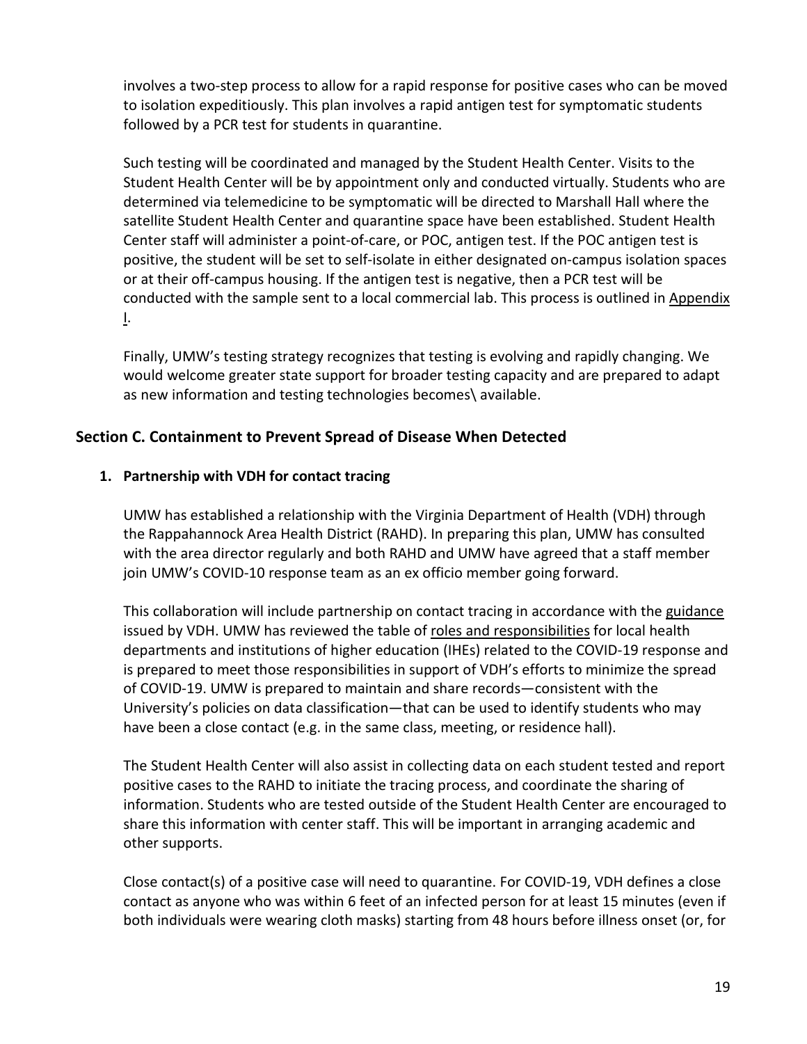involves a two-step process to allow for a rapid response for positive cases who can be moved to isolation expeditiously. This plan involves a rapid antigen test for symptomatic students followed by a PCR test for students in quarantine.

Such testing will be coordinated and managed by the Student Health Center. Visits to the Student Health Center will be by appointment only and conducted virtually. Students who are determined via telemedicine to be symptomatic will be directed to Marshall Hall where the satellite Student Health Center and quarantine space have been established. Student Health Center staff will administer a point-of-care, or POC, antigen test. If the POC antigen test is positive, the student will be set to self-isolate in either designated on-campus isolation spaces or at their off-campus housing. If the antigen test is negative, then a PCR test will be conducted with the sample sent to a local commercial lab. This process is outlined in Appendix I.

Finally, UMW's testing strategy recognizes that testing is evolving and rapidly changing. We would welcome greater state support for broader testing capacity and are prepared to adapt as new information and testing technologies becomes\ available.

## Section C. Containment to Prevent Spread of Disease When Detected

### 1. Partnership with VDH for contact tracing

UMW has established a relationship with the Virginia Department of Health (VDH) through the Rappahannock Area Health District (RAHD). In preparing this plan, UMW has consulted with the area director regularly and both RAHD and UMW have agreed that a staff member join UMW's COVID-10 response team as an ex officio member going forward.

This collaboration will include partnership on contact tracing in accordance with the guidance issued by VDH. UMW has reviewed the table of roles and responsibilities for local health departments and institutions of higher education (IHEs) related to the COVID-19 response and is prepared to meet those responsibilities in support of VDH's efforts to minimize the spread of COVID-19. UMW is prepared to maintain and share records—consistent with the University's policies on data classification—that can be used to identify students who may have been a close contact (e.g. in the same class, meeting, or residence hall).

The Student Health Center will also assist in collecting data on each student tested and report positive cases to the RAHD to initiate the tracing process, and coordinate the sharing of information. Students who are tested outside of the Student Health Center are encouraged to share this information with center staff. This will be important in arranging academic and other supports.

Close contact(s) of a positive case will need to quarantine. For COVID-19, VDH defines a close contact as anyone who was within 6 feet of an infected person for at least 15 minutes (even if both individuals were wearing cloth masks) starting from 48 hours before illness onset (or, for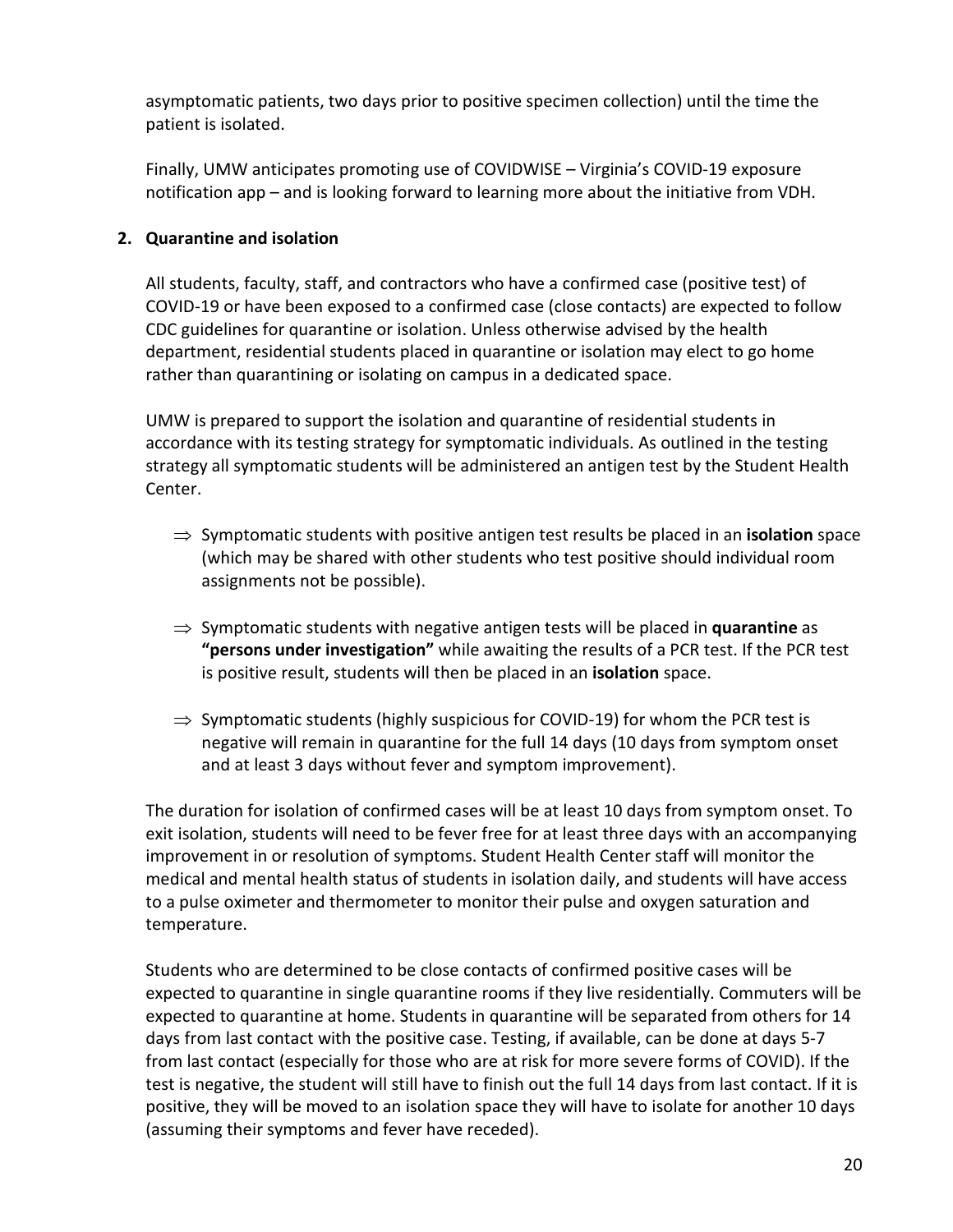asymptomatic patients, two days prior to positive specimen collection) until the time the patient is isolated.

Finally, UMW anticipates promoting use of COVIDWISE – Virginia's COVID-19 exposure notification app – and is looking forward to learning more about the initiative from VDH.

## 2. Quarantine and isolation

All students, faculty, staff, and contractors who have a confirmed case (positive test) of COVID-19 or have been exposed to a confirmed case (close contacts) are expected to follow CDC guidelines for quarantine or isolation. Unless otherwise advised by the health department, residential students placed in quarantine or isolation may elect to go home rather than quarantining or isolating on campus in a dedicated space.

UMW is prepared to support the isolation and quarantine of residential students in accordance with its testing strategy for symptomatic individuals. As outlined in the testing strategy all symptomatic students will be administered an antigen test by the Student Health Center.

- ⇒ Symptomatic students with positive antigen test results be placed in an **isolation** space (which may be shared with other students who test positive should individual room assignments not be possible).
- ⇒ Symptomatic students with negative antigen tests will be placed in **quarantine** as **"persons under investigation"** while awaiting the results of a PCR test. If the PCR test is positive result, students will then be placed in an **isolation** space.
- ⇒ Symptomatic students (highly suspicious for COVID-19) for whom the PCR test is negative will remain in quarantine for the full 14 days (10 days from symptom onset and at least 3 days without fever and symptom improvement).

The duration for isolation of confirmed cases will be at least 10 days from symptom onset. To exit isolation, students will need to be fever free for at least three days with an accompanying improvement in or resolution of symptoms. Student Health Center staff will monitor the medical and mental health status of students in isolation daily, and students will have access to a pulse oximeter and thermometer to monitor their pulse and oxygen saturation and temperature.

Students who are determined to be close contacts of confirmed positive cases will be expected to quarantine in single quarantine rooms if they live residentially. Commuters will be expected to quarantine at home. Students in quarantine will be separated from others for 14 days from last contact with the positive case. Testing, if available, can be done at days 5-7 from last contact (especially for those who are at risk for more severe forms of COVID). If the test is negative, the student will still have to finish out the full 14 days from last contact. If it is positive, they will be moved to an isolation space they will have to isolate for another 10 days (assuming their symptoms and fever have receded).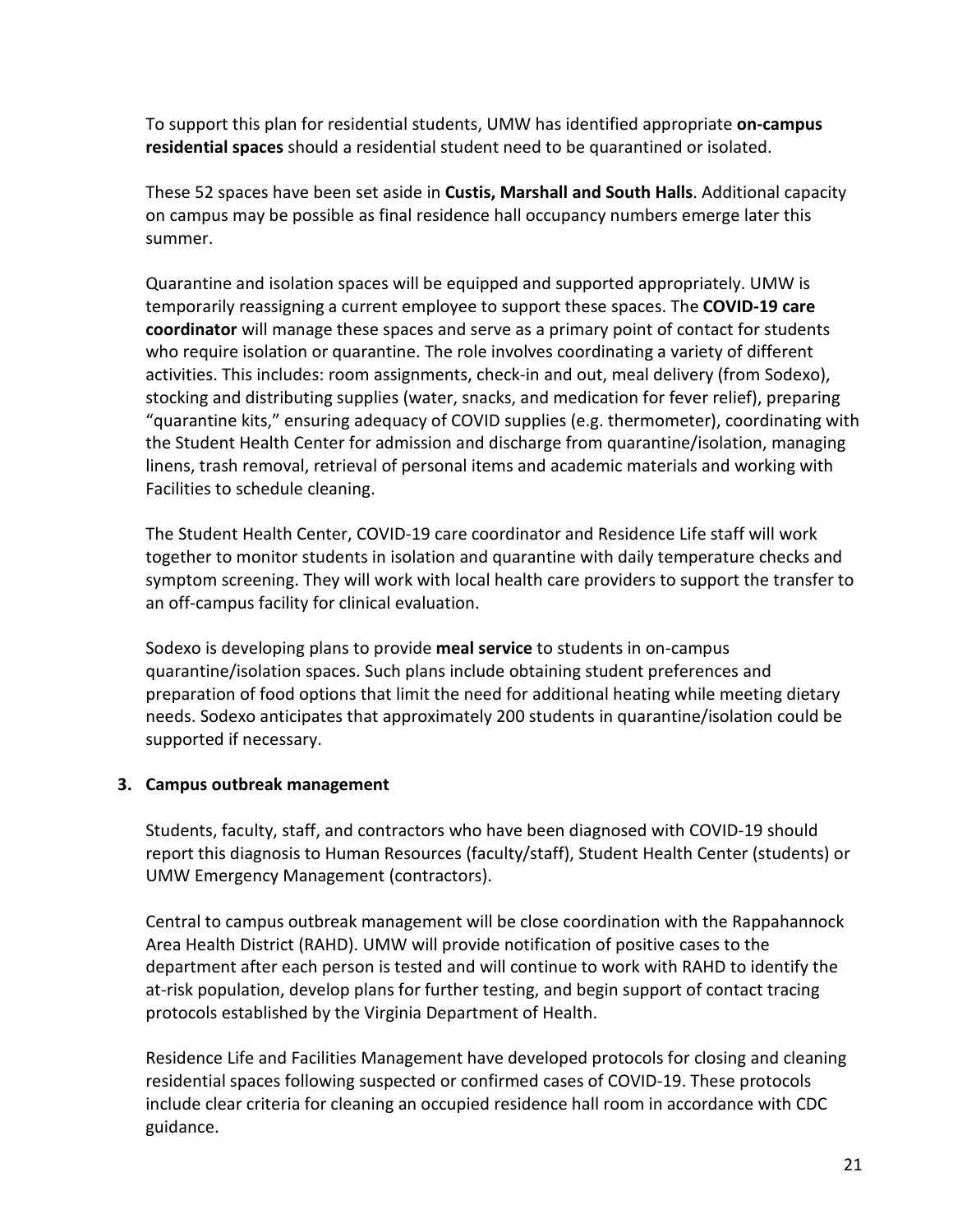To support this plan for residential students, UMW has identified appropriate **on-campus residential spaces** should a residential student need to be quarantined or isolated.

These 52 spaces have been set aside in **Custis, Marshall and South Halls**. Additional capacity on campus may be possible as final residence hall occupancy numbers emerge later this summer.

Quarantine and isolation spaces will be equipped and supported appropriately. UMW is temporarily reassigning a current employee to support these spaces. The **COVID-19 care coordinator** will manage these spaces and serve as a primary point of contact for students who require isolation or quarantine. The role involves coordinating a variety of different activities. This includes: room assignments, check-in and out, meal delivery (from Sodexo), stocking and distributing supplies (water, snacks, and medication for fever relief), preparing "quarantine kits," ensuring adequacy of COVID supplies (e.g. thermometer), coordinating with the Student Health Center for admission and discharge from quarantine/isolation, managing linens, trash removal, retrieval of personal items and academic materials and working with Facilities to schedule cleaning.

The Student Health Center, COVID-19 care coordinator and Residence Life staff will work together to monitor students in isolation and quarantine with daily temperature checks and symptom screening. They will work with local health care providers to support the transfer to an off-campus facility for clinical evaluation.

Sodexo is developing plans to provide **meal service** to students in on-campus quarantine/isolation spaces. Such plans include obtaining student preferences and preparation of food options that limit the need for additional heating while meeting dietary needs. Sodexo anticipates that approximately 200 students in quarantine/isolation could be supported if necessary.

**3. Campus outbreak management**

Students, faculty, staff, and contractors who have been diagnosed with COVID-19 should report this diagnosis to Human Resources (faculty/staff), Student Health Center (students) or UMW Emergency Management (contractors).

Central to campus outbreak management will be close coordination with the Rappahannock Area Health District (RAHD). UMW will provide notification of positive cases to the department after each person is tested and will continue to work with RAHD to identify the at-risk population, develop plans for further testing, and begin support of contact tracing protocols established by the Virginia Department of Health.

Residence Life and Facilities Management have developed protocols for closing and cleaning residential spaces following suspected or confirmed cases of COVID-19. These protocols include clear criteria for cleaning an occupied residence hall room in accordance with CDC guidance.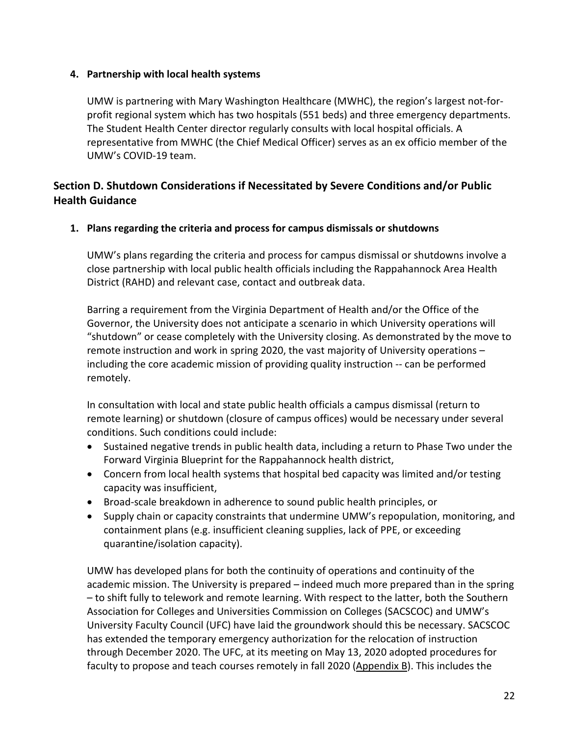**4. Partnership with local health systems**

UMW is partnering with Mary Washington Healthcare (MWHC), the region's largest not-for-profit regional system which has two hospitals (551 beds) and three emergency departments. The Student Health Center director regularly consults with local hospital officials. A representative from MWHC (the Chief Medical Officer) serves as an ex officio member of the UMW's COVID-19 team.

## Section D. Shutdown Considerations if Necessitated by Severe Conditions and/or Public Health Guidance

**1. Plans regarding the criteria and process for campus dismissals or shutdowns**

UMW's plans regarding the criteria and process for campus dismissal or shutdowns involve a close partnership with local public health officials including the Rappahannock Area Health District (RAHD) and relevant case, contact and outbreak data.

Barring a requirement from the Virginia Department of Health and/or the Office of the Governor, the University does not anticipate a scenario in which University operations will "shutdown" or cease completely with the University closing. As demonstrated by the move to remote instruction and work in spring 2020, the vast majority of University operations – including the core academic mission of providing quality instruction -- can be performed remotely.

In consultation with local and state public health officials a campus dismissal (return to remote learning) or shutdown (closure of campus offices) would be necessary under several conditions. Such conditions could include:

- Sustained negative trends in public health data, including a return to Phase Two under the Forward Virginia Blueprint for the Rappahannock health district,
- Concern from local health systems that hospital bed capacity was limited and/or testing capacity was insufficient,
- Broad-scale breakdown in adherence to sound public health principles, or
- Supply chain or capacity constraints that undermine UMW's repopulation, monitoring, and containment plans (e.g. insufficient cleaning supplies, lack of PPE, or exceeding quarantine/isolation capacity).

UMW has developed plans for both the continuity of operations and continuity of the academic mission. The University is prepared – indeed much more prepared than in the spring – to shift fully to telework and remote learning. With respect to the latter, both the Southern Association for Colleges and Universities Commission on Colleges (SACSCOC) and UMW's University Faculty Council (UFC) have laid the groundwork should this be necessary. SACSCOC has extended the temporary emergency authorization for the relocation of instruction through December 2020. The UFC, at its meeting on May 13, 2020 adopted procedures for faculty to propose and teach courses remotely in fall 2020 (Appendix B). This includes the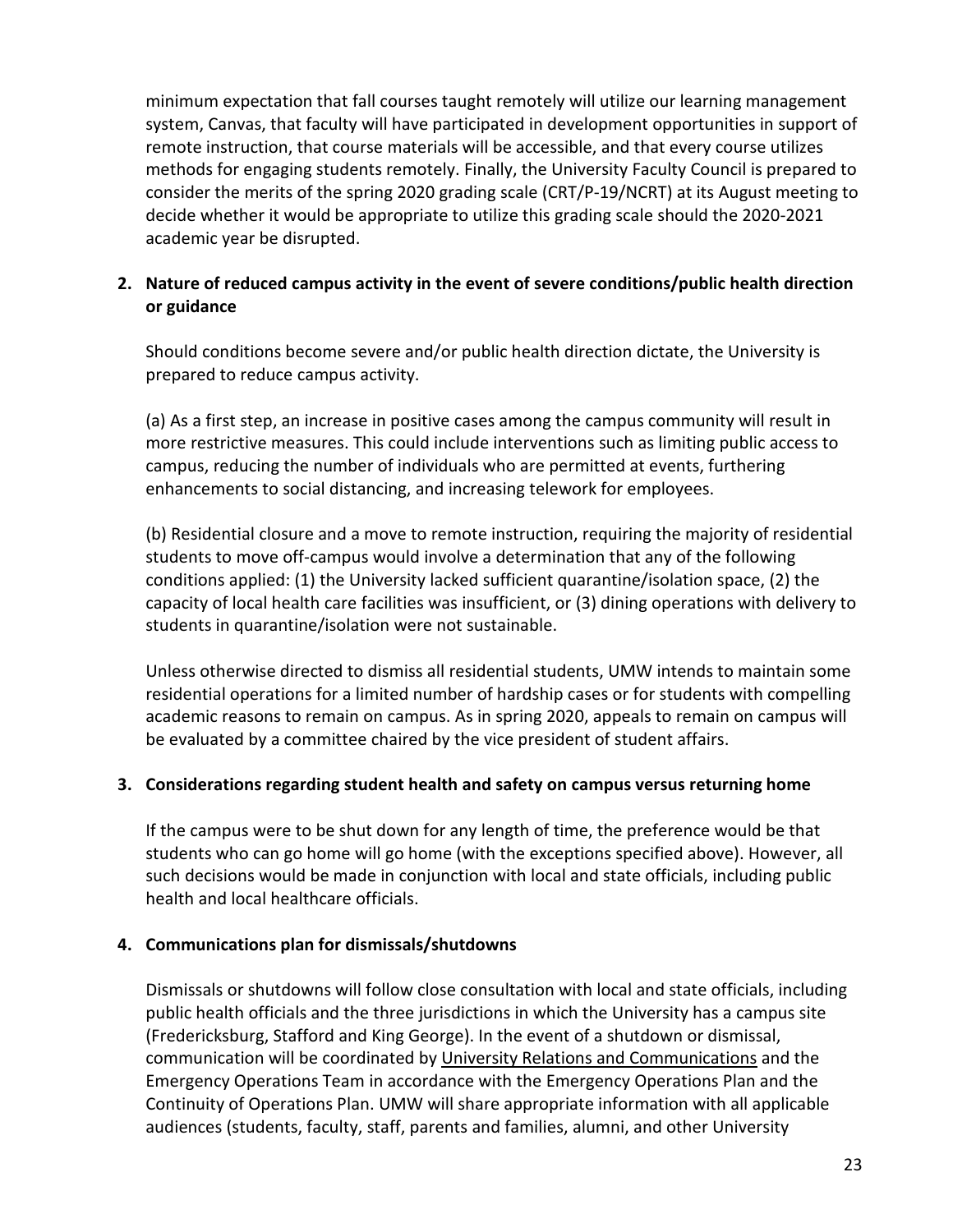minimum expectation that fall courses taught remotely will utilize our learning management system, Canvas, that faculty will have participated in development opportunities in support of remote instruction, that course materials will be accessible, and that every course utilizes methods for engaging students remotely. Finally, the University Faculty Council is prepared to consider the merits of the spring 2020 grading scale (CRT/P-19/NCRT) at its August meeting to decide whether it would be appropriate to utilize this grading scale should the 2020-2021 academic year be disrupted.

**2. Nature of reduced campus activity in the event of severe conditions/public health direction or guidance**

Should conditions become severe and/or public health direction dictate, the University is prepared to reduce campus activity.

(a) As a first step, an increase in positive cases among the campus community will result in more restrictive measures. This could include interventions such as limiting public access to campus, reducing the number of individuals who are permitted at events, furthering enhancements to social distancing, and increasing telework for employees.

(b) Residential closure and a move to remote instruction, requiring the majority of residential students to move off-campus would involve a determination that any of the following conditions applied: (1) the University lacked sufficient quarantine/isolation space, (2) the capacity of local health care facilities was insufficient, or (3) dining operations with delivery to students in quarantine/isolation were not sustainable.

Unless otherwise directed to dismiss all residential students, UMW intends to maintain some residential operations for a limited number of hardship cases or for students with compelling academic reasons to remain on campus. As in spring 2020, appeals to remain on campus will be evaluated by a committee chaired by the vice president of student affairs.

**3. Considerations regarding student health and safety on campus versus returning home**

If the campus were to be shut down for any length of time, the preference would be that students who can go home will go home (with the exceptions specified above). However, all such decisions would be made in conjunction with local and state officials, including public health and local healthcare officials.

**4. Communications plan for dismissals/shutdowns**

Dismissals or shutdowns will follow close consultation with local and state officials, including public health officials and the three jurisdictions in which the University has a campus site (Fredericksburg, Stafford and King George). In the event of a shutdown or dismissal, communication will be coordinated by University Relations and Communications and the Emergency Operations Team in accordance with the Emergency Operations Plan and the Continuity of Operations Plan. UMW will share appropriate information with all applicable audiences (students, faculty, staff, parents and families, alumni, and other University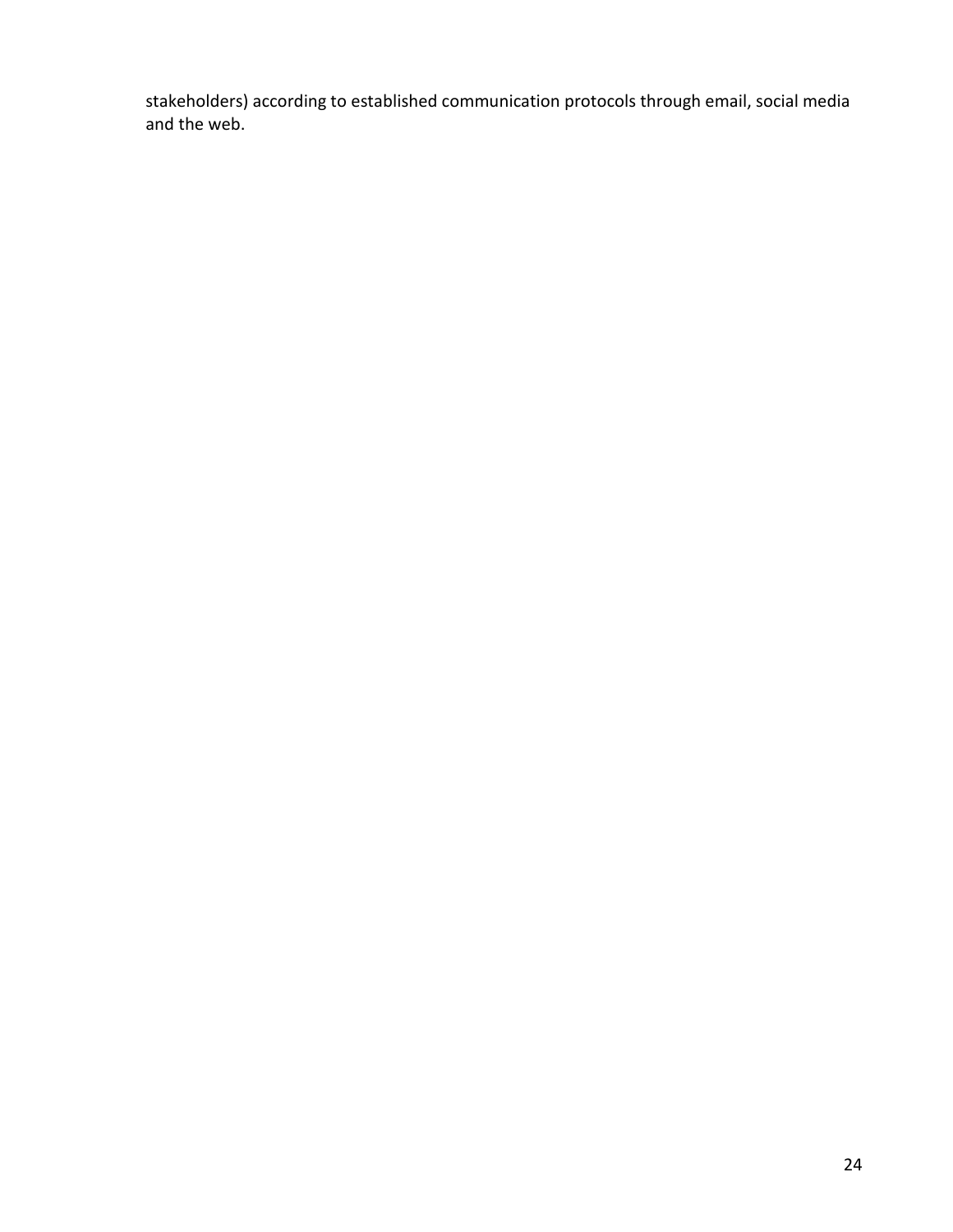stakeholders) according to established communication protocols through email, social media and the web.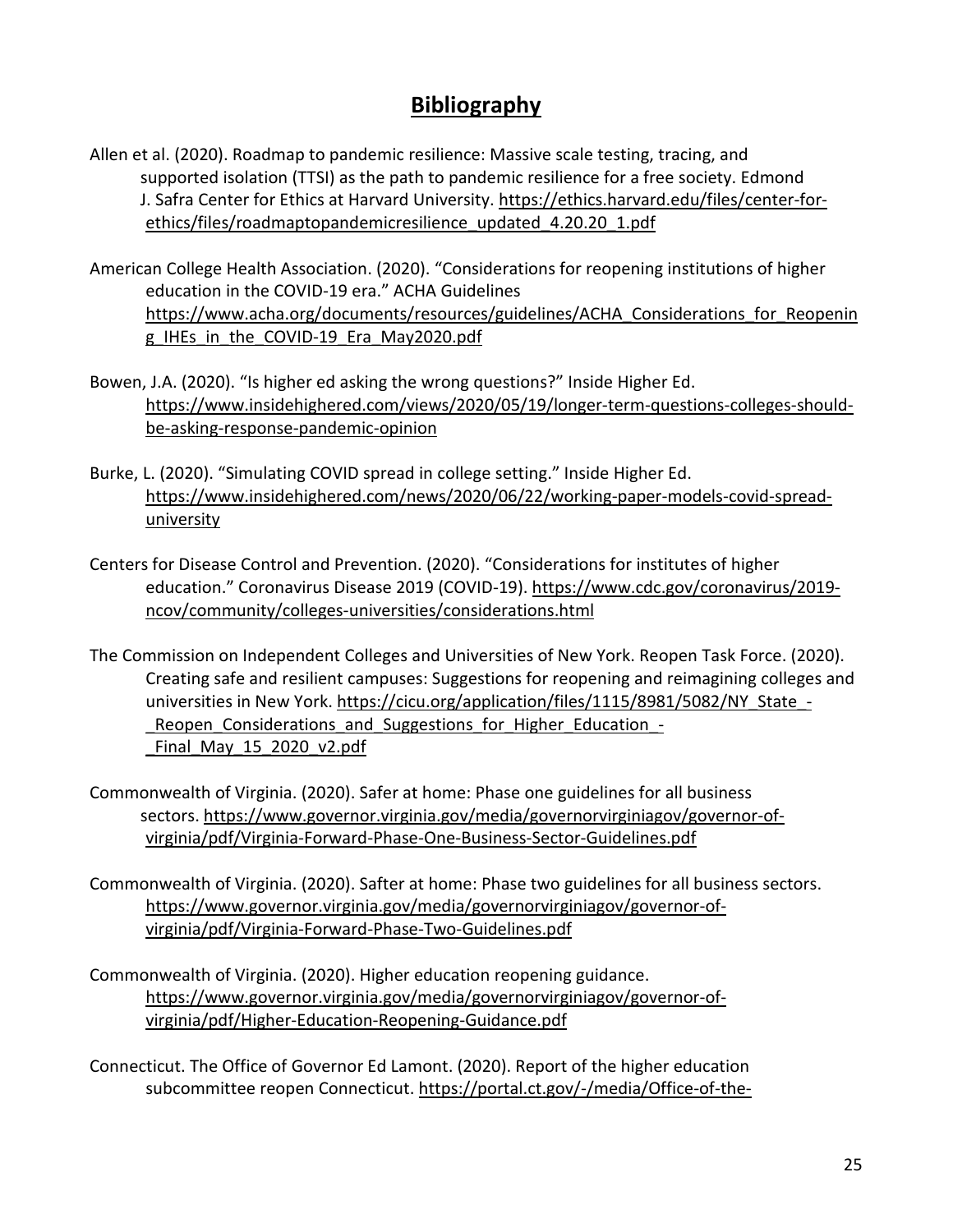## Bibliography

Allen et al. (2020). Roadmap to pandemic resilience: Massive scale testing, tracing, and supported isolation (TTSI) as the path to pandemic resilience for a free society. Edmond J. Safra Center for Ethics at Harvard University. https://ethics.harvard.edu/files/center-for-ethics/files/roadmaptopandemicresilience_updated_4.20.20_1.pdf

American College Health Association. (2020). "Considerations for reopening institutions of higher education in the COVID-19 era." ACHA Guidelines https://www.acha.org/documents/resources/guidelines/ACHA_Considerations_for_Reopening_IHEs_in_the_COVID-19_Era_May2020.pdf

Bowen, J.A. (2020). "Is higher ed asking the wrong questions?" Inside Higher Ed. https://www.insidehighered.com/views/2020/05/19/longer-term-questions-colleges-should-be-asking-response-pandemic-opinion

Burke, L. (2020). "Simulating COVID spread in college setting." Inside Higher Ed. https://www.insidehighered.com/news/2020/06/22/working-paper-models-covid-spread-university

Centers for Disease Control and Prevention. (2020). "Considerations for institutes of higher education." Coronavirus Disease 2019 (COVID-19). https://www.cdc.gov/coronavirus/2019-ncov/community/colleges-universities/considerations.html

The Commission on Independent Colleges and Universities of New York. Reopen Task Force. (2020). Creating safe and resilient campuses: Suggestions for reopening and reimagining colleges and universities in New York. https://cicu.org/application/files/1115/8981/5082/NY_State_-_Reopen_Considerations_and_Suggestions_for_Higher_Education_-_Final_May_15_2020_v2.pdf

Commonwealth of Virginia. (2020). Safer at home: Phase one guidelines for all business sectors. https://www.governor.virginia.gov/media/governorvirginiagov/governor-of-virginia/pdf/Virginia-Forward-Phase-One-Business-Sector-Guidelines.pdf

Commonwealth of Virginia. (2020). Safter at home: Phase two guidelines for all business sectors. https://www.governor.virginia.gov/media/governorvirginiagov/governor-of-virginia/pdf/Virginia-Forward-Phase-Two-Guidelines.pdf

Commonwealth of Virginia. (2020). Higher education reopening guidance. https://www.governor.virginia.gov/media/governorvirginiagov/governor-of-virginia/pdf/Higher-Education-Reopening-Guidance.pdf

Connecticut. The Office of Governor Ed Lamont. (2020). Report of the higher education subcommittee reopen Connecticut. https://portal.ct.gov/-/media/Office-of-the-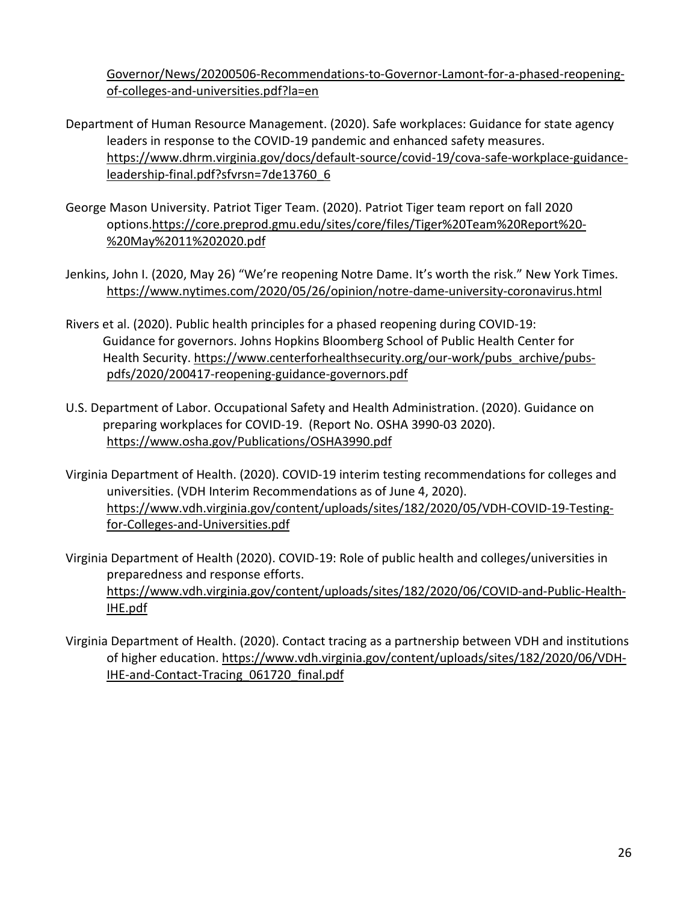Governor/News/20200506-Recommendations-to-Governor-Lamont-for-a-phased-reopening-of-colleges-and-universities.pdf?la=en

Department of Human Resource Management. (2020). Safe workplaces: Guidance for state agency leaders in response to the COVID-19 pandemic and enhanced safety measures. https://www.dhrm.virginia.gov/docs/default-source/covid-19/cova-safe-workplace-guidance-leadership-final.pdf?sfvrsn=7de13760_6

George Mason University. Patriot Tiger Team. (2020). Patriot Tiger team report on fall 2020 options.https://core.preprod.gmu.edu/sites/core/files/Tiger%20Team%20Report%20-%20May%2011%202020.pdf

Jenkins, John I. (2020, May 26) "We're reopening Notre Dame. It's worth the risk." New York Times. https://www.nytimes.com/2020/05/26/opinion/notre-dame-university-coronavirus.html

Rivers et al. (2020). Public health principles for a phased reopening during COVID-19: Guidance for governors. Johns Hopkins Bloomberg School of Public Health Center for Health Security. https://www.centerforhealthsecurity.org/our-work/pubs_archive/pubs-pdfs/2020/200417-reopening-guidance-governors.pdf

U.S. Department of Labor. Occupational Safety and Health Administration. (2020). Guidance on preparing workplaces for COVID-19. (Report No. OSHA 3990-03 2020). https://www.osha.gov/Publications/OSHA3990.pdf

Virginia Department of Health. (2020). COVID-19 interim testing recommendations for colleges and universities. (VDH Interim Recommendations as of June 4, 2020). https://www.vdh.virginia.gov/content/uploads/sites/182/2020/05/VDH-COVID-19-Testing-for-Colleges-and-Universities.pdf

Virginia Department of Health (2020). COVID-19: Role of public health and colleges/universities in preparedness and response efforts. https://www.vdh.virginia.gov/content/uploads/sites/182/2020/06/COVID-and-Public-Health-IHE.pdf

Virginia Department of Health. (2020). Contact tracing as a partnership between VDH and institutions of higher education. https://www.vdh.virginia.gov/content/uploads/sites/182/2020/06/VDH-IHE-and-Contact-Tracing_061720_final.pdf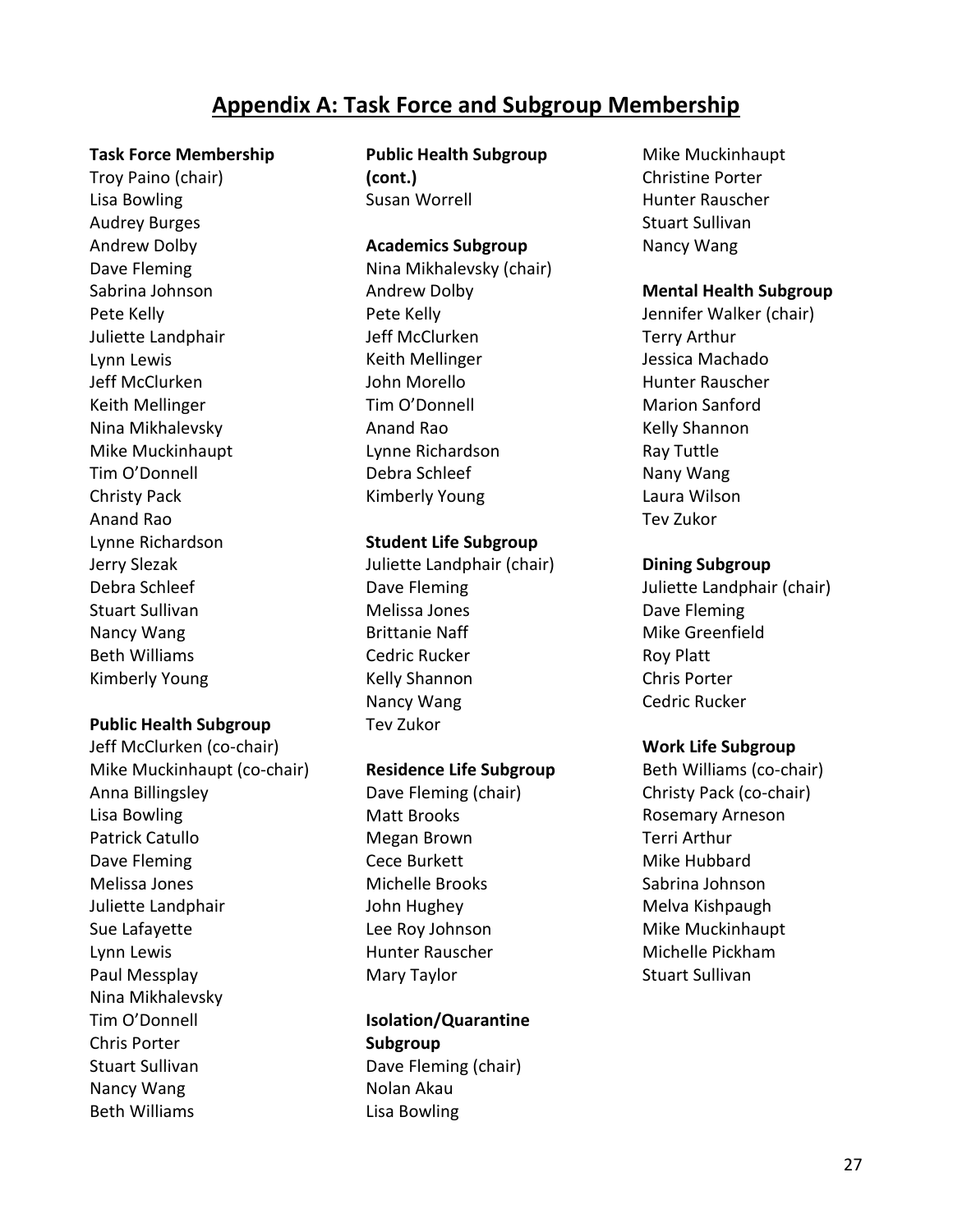## Appendix A: Task Force and Subgroup Membership

**Task Force Membership**

Troy Paino (chair)
Lisa Bowling
Audrey Burges
Andrew Dolby
Dave Fleming
Sabrina Johnson
Pete Kelly
Juliette Landphair
Lynn Lewis
Jeff McClurken
Keith Mellinger
Nina Mikhalevsky
Mike Muckinhaupt
Tim O'Donnell
Christy Pack
Anand Rao
Lynne Richardson
Jerry Slezak
Debra Schleef
Stuart Sullivan
Nancy Wang
Beth Williams
Kimberly Young

**Public Health Subgroup**

Jeff McClurken (co-chair)
Mike Muckinhaupt (co-chair)
Anna Billingsley
Lisa Bowling
Patrick Catullo
Dave Fleming
Melissa Jones
Juliette Landphair
Sue Lafayette
Lynn Lewis
Paul Messplay
Nina Mikhalevsky
Tim O'Donnell
Chris Porter
Stuart Sullivan
Nancy Wang
Beth Williams

**Public Health Subgroup (cont.)**

Susan Worrell

**Academics Subgroup**

Nina Mikhalevsky (chair)
Andrew Dolby
Pete Kelly
Jeff McClurken
Keith Mellinger
John Morello
Tim O'Donnell
Anand Rao
Lynne Richardson
Debra Schleef
Kimberly Young

**Student Life Subgroup**

Juliette Landphair (chair)
Dave Fleming
Melissa Jones
Brittanie Naff
Cedric Rucker
Kelly Shannon
Nancy Wang
Tev Zukor

**Residence Life Subgroup**

Dave Fleming (chair)
Matt Brooks
Megan Brown
Cece Burkett
Michelle Brooks
John Hughey
Lee Roy Johnson
Hunter Rauscher
Mary Taylor

**Isolation/Quarantine Subgroup**

Dave Fleming (chair)
Nolan Akau
Lisa Bowling
Mike Muckinhaupt
Christine Porter
Hunter Rauscher
Stuart Sullivan
Nancy Wang

**Mental Health Subgroup**

Jennifer Walker (chair)
Terry Arthur
Jessica Machado
Hunter Rauscher
Marion Sanford
Kelly Shannon
Ray Tuttle
Nany Wang
Laura Wilson
Tev Zukor

**Dining Subgroup**

Juliette Landphair (chair)
Dave Fleming
Mike Greenfield
Roy Platt
Chris Porter
Cedric Rucker

**Work Life Subgroup**

Beth Williams (co-chair)
Christy Pack (co-chair)
Rosemary Arneson
Terri Arthur
Mike Hubbard
Sabrina Johnson
Melva Kishpaugh
Mike Muckinhaupt
Michelle Pickham
Stuart Sullivan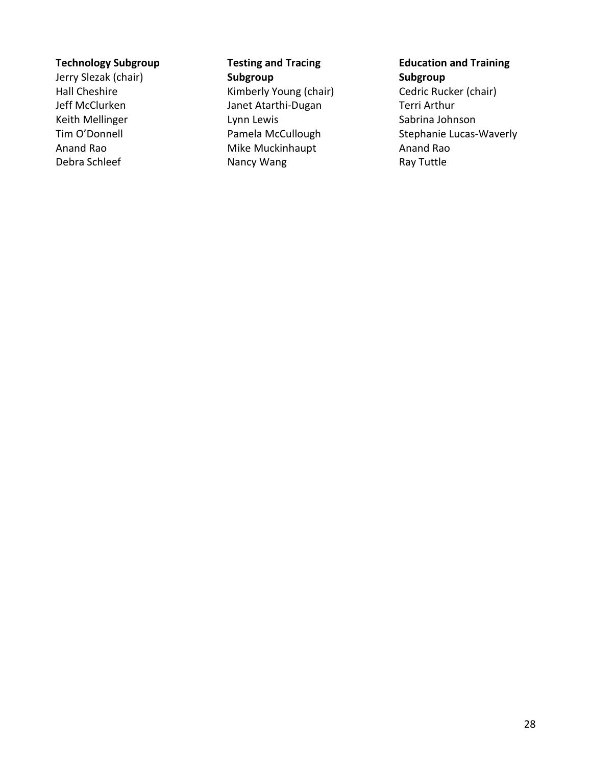**Technology Subgroup**

Jerry Slezak (chair)
Hall Cheshire
Jeff McClurken
Keith Mellinger
Tim O'Donnell
Anand Rao
Debra Schleef

**Testing and Tracing Subgroup**

Kimberly Young (chair)
Janet Atarthi-Dugan
Lynn Lewis
Pamela McCullough
Mike Muckinhaupt
Nancy Wang

**Education and Training Subgroup**

Cedric Rucker (chair)
Terri Arthur
Sabrina Johnson
Stephanie Lucas-Waverly
Anand Rao
Ray Tuttle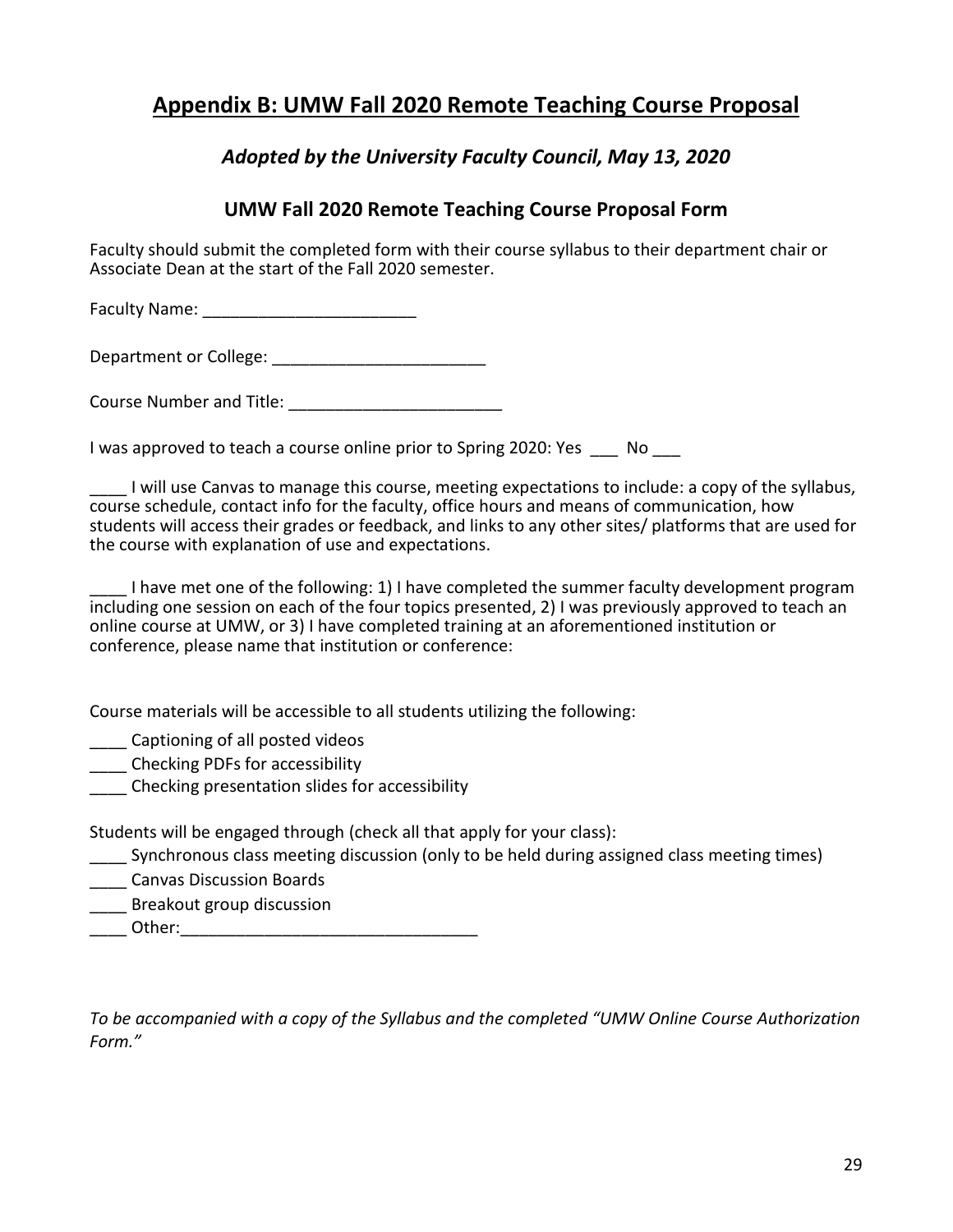# Appendix B: UMW Fall 2020 Remote Teaching Course Proposal

### *Adopted by the University Faculty Council, May 13, 2020*

### UMW Fall 2020 Remote Teaching Course Proposal Form

Faculty should submit the completed form with their course syllabus to their department chair or Associate Dean at the start of the Fall 2020 semester.

Faculty Name: _______________________

Department or College: _______________________

Course Number and Title: _______________________

I was approved to teach a course online prior to Spring 2020: Yes ___ No ___

____ I will use Canvas to manage this course, meeting expectations to include: a copy of the syllabus, course schedule, contact info for the faculty, office hours and means of communication, how students will access their grades or feedback, and links to any other sites/ platforms that are used for the course with explanation of use and expectations.

____ I have met one of the following: 1) I have completed the summer faculty development program including one session on each of the four topics presented, 2) I was previously approved to teach an online course at UMW, or 3) I have completed training at an aforementioned institution or conference, please name that institution or conference:

Course materials will be accessible to all students utilizing the following:

____ Captioning of all posted videos  
____ Checking PDFs for accessibility  
____ Checking presentation slides for accessibility

Students will be engaged through (check all that apply for your class):

____ Synchronous class meeting discussion (only to be held during assigned class meeting times)  
____ Canvas Discussion Boards  
____ Breakout group discussion  
____ Other:________________________________

*To be accompanied with a copy of the Syllabus and the completed "UMW Online Course Authorization Form."*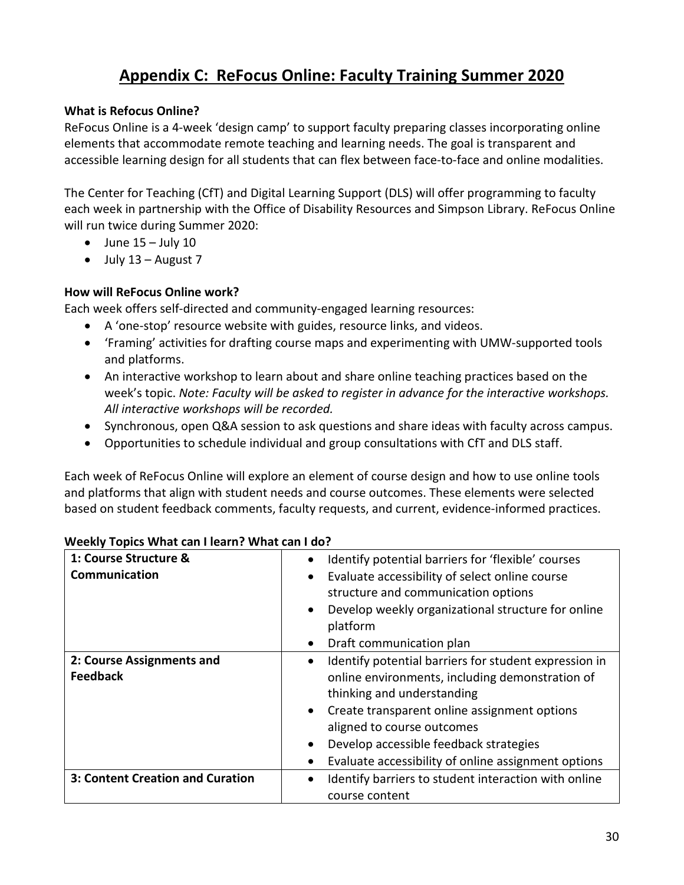# Appendix C: ReFocus Online: Faculty Training Summer 2020

**What is Refocus Online?**

ReFocus Online is a 4-week 'design camp' to support faculty preparing classes incorporating online elements that accommodate remote teaching and learning needs. The goal is transparent and accessible learning design for all students that can flex between face-to-face and online modalities.

The Center for Teaching (CfT) and Digital Learning Support (DLS) will offer programming to faculty each week in partnership with the Office of Disability Resources and Simpson Library. ReFocus Online will run twice during Summer 2020:

- June 15 – July 10
- July 13 – August 7

**How will ReFocus Online work?**

Each week offers self-directed and community-engaged learning resources:

- A 'one-stop' resource website with guides, resource links, and videos.
- 'Framing' activities for drafting course maps and experimenting with UMW-supported tools and platforms.
- An interactive workshop to learn about and share online teaching practices based on the week's topic. *Note: Faculty will be asked to register in advance for the interactive workshops. All interactive workshops will be recorded.*
- Synchronous, open Q&A session to ask questions and share ideas with faculty across campus.
- Opportunities to schedule individual and group consultations with CfT and DLS staff.

Each week of ReFocus Online will explore an element of course design and how to use online tools and platforms that align with student needs and course outcomes. These elements were selected based on student feedback comments, faculty requests, and current, evidence-informed practices.

**Weekly Topics What can I learn? What can I do?**

| | |
|---|---|
| **1: Course Structure & Communication** | • Identify potential barriers for 'flexible' courses<br>• Evaluate accessibility of select online course structure and communication options<br>• Develop weekly organizational structure for online platform<br>• Draft communication plan |
| **2: Course Assignments and Feedback** | • Identify potential barriers for student expression in online environments, including demonstration of thinking and understanding<br>• Create transparent online assignment options aligned to course outcomes<br>• Develop accessible feedback strategies<br>• Evaluate accessibility of online assignment options |
| **3: Content Creation and Curation** | • Identify barriers to student interaction with online course content |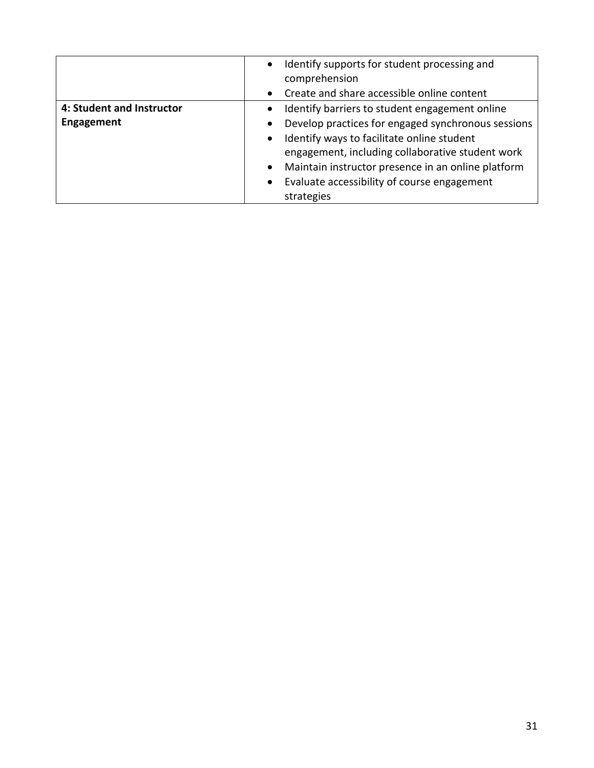| | |
|---|---|
| | • Identify supports for student processing and comprehension<br>• Create and share accessible online content |
| **4: Student and Instructor Engagement** | • Identify barriers to student engagement online<br>• Develop practices for engaged synchronous sessions<br>• Identify ways to facilitate online student engagement, including collaborative student work<br>• Maintain instructor presence in an online platform<br>• Evaluate accessibility of course engagement strategies |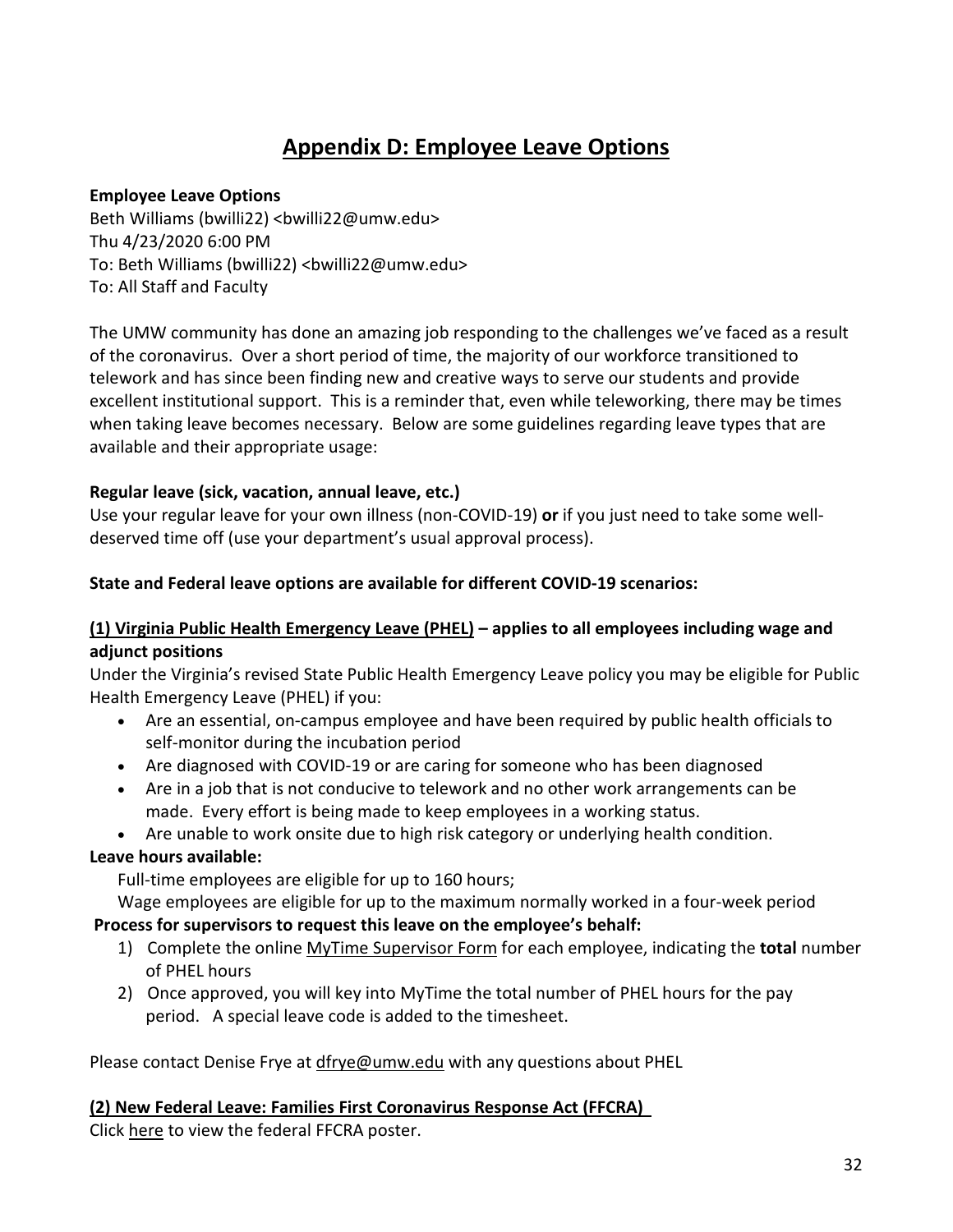# Appendix D: Employee Leave Options

**Employee Leave Options**
Beth Williams (bwilli22) <bwilli22@umw.edu>
Thu 4/23/2020 6:00 PM
To: Beth Williams (bwilli22) <bwilli22@umw.edu>
To: All Staff and Faculty

The UMW community has done an amazing job responding to the challenges we've faced as a result of the coronavirus. Over a short period of time, the majority of our workforce transitioned to telework and has since been finding new and creative ways to serve our students and provide excellent institutional support. This is a reminder that, even while teleworking, there may be times when taking leave becomes necessary. Below are some guidelines regarding leave types that are available and their appropriate usage:

**Regular leave (sick, vacation, annual leave, etc.)**
Use your regular leave for your own illness (non-COVID-19) **or** if you just need to take some well-deserved time off (use your department's usual approval process).

**State and Federal leave options are available for different COVID-19 scenarios:**

**(1) Virginia Public Health Emergency Leave (PHEL) – applies to all employees including wage and adjunct positions**
Under the Virginia's revised State Public Health Emergency Leave policy you may be eligible for Public Health Emergency Leave (PHEL) if you:

- Are an essential, on-campus employee and have been required by public health officials to self-monitor during the incubation period
- Are diagnosed with COVID-19 or are caring for someone who has been diagnosed
- Are in a job that is not conducive to telework and no other work arrangements can be made. Every effort is being made to keep employees in a working status.
- Are unable to work onsite due to high risk category or underlying health condition.

**Leave hours available:**
Full-time employees are eligible for up to 160 hours;
Wage employees are eligible for up to the maximum normally worked in a four-week period

**Process for supervisors to request this leave on the employee's behalf:**

1) Complete the online MyTime Supervisor Form for each employee, indicating the **total** number of PHEL hours
2) Once approved, you will key into MyTime the total number of PHEL hours for the pay period. A special leave code is added to the timesheet.

Please contact Denise Frye at dfrye@umw.edu with any questions about PHEL

**(2) New Federal Leave: Families First Coronavirus Response Act (FFCRA)**
Click here to view the federal FFCRA poster.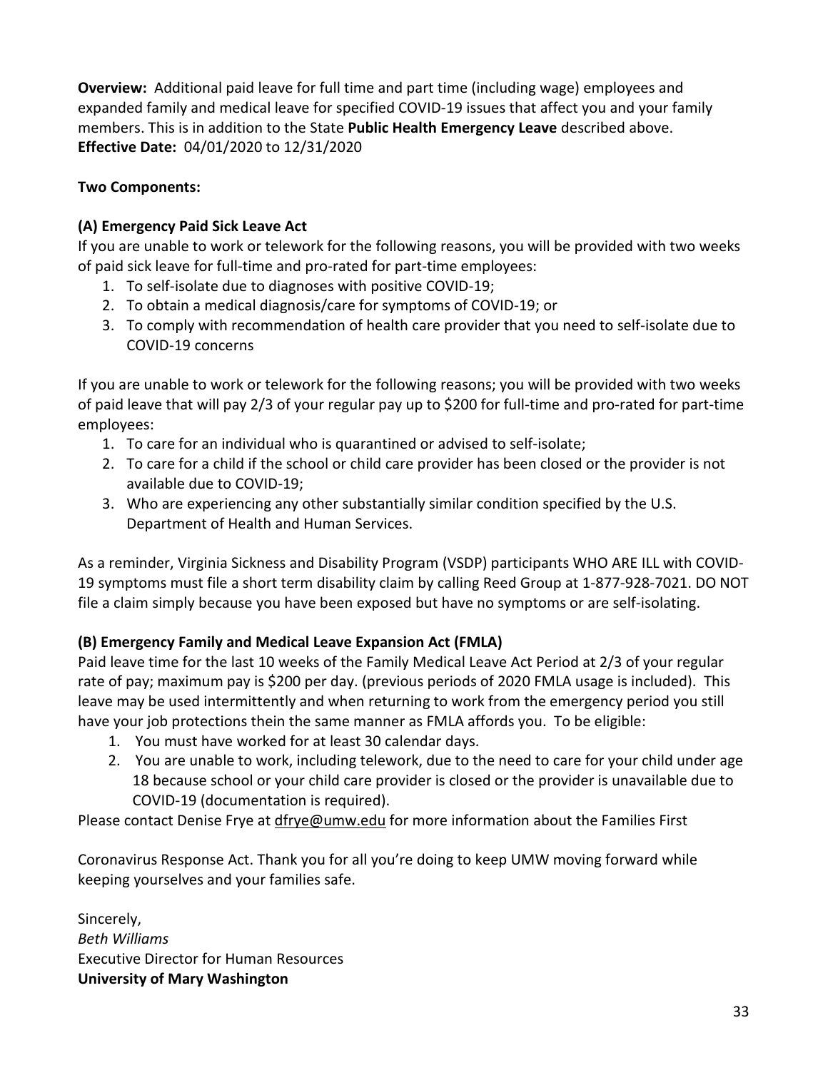**Overview:** Additional paid leave for full time and part time (including wage) employees and expanded family and medical leave for specified COVID-19 issues that affect you and your family members. This is in addition to the State **Public Health Emergency Leave** described above.
**Effective Date:** 04/01/2020 to 12/31/2020

**Two Components:**

**(A) Emergency Paid Sick Leave Act**

If you are unable to work or telework for the following reasons, you will be provided with two weeks of paid sick leave for full-time and pro-rated for part-time employees:

1. To self-isolate due to diagnoses with positive COVID-19;
2. To obtain a medical diagnosis/care for symptoms of COVID-19; or
3. To comply with recommendation of health care provider that you need to self-isolate due to COVID-19 concerns

If you are unable to work or telework for the following reasons; you will be provided with two weeks of paid leave that will pay 2/3 of your regular pay up to $200 for full-time and pro-rated for part-time employees:

1. To care for an individual who is quarantined or advised to self-isolate;
2. To care for a child if the school or child care provider has been closed or the provider is not available due to COVID-19;
3. Who are experiencing any other substantially similar condition specified by the U.S. Department of Health and Human Services.

As a reminder, Virginia Sickness and Disability Program (VSDP) participants WHO ARE ILL with COVID-19 symptoms must file a short term disability claim by calling Reed Group at 1-877-928-7021. DO NOT file a claim simply because you have been exposed but have no symptoms or are self-isolating.

**(B) Emergency Family and Medical Leave Expansion Act (FMLA)**

Paid leave time for the last 10 weeks of the Family Medical Leave Act Period at 2/3 of your regular rate of pay; maximum pay is $200 per day. (previous periods of 2020 FMLA usage is included). This leave may be used intermittently and when returning to work from the emergency period you still have your job protections thein the same manner as FMLA affords you. To be eligible:

1. You must have worked for at least 30 calendar days.
2. You are unable to work, including telework, due to the need to care for your child under age 18 because school or your child care provider is closed or the provider is unavailable due to COVID-19 (documentation is required).

Please contact Denise Frye at dfrye@umw.edu for more information about the Families First

Coronavirus Response Act. Thank you for all you're doing to keep UMW moving forward while keeping yourselves and your families safe.

Sincerely,
*Beth Williams*
Executive Director for Human Resources
**University of Mary Washington**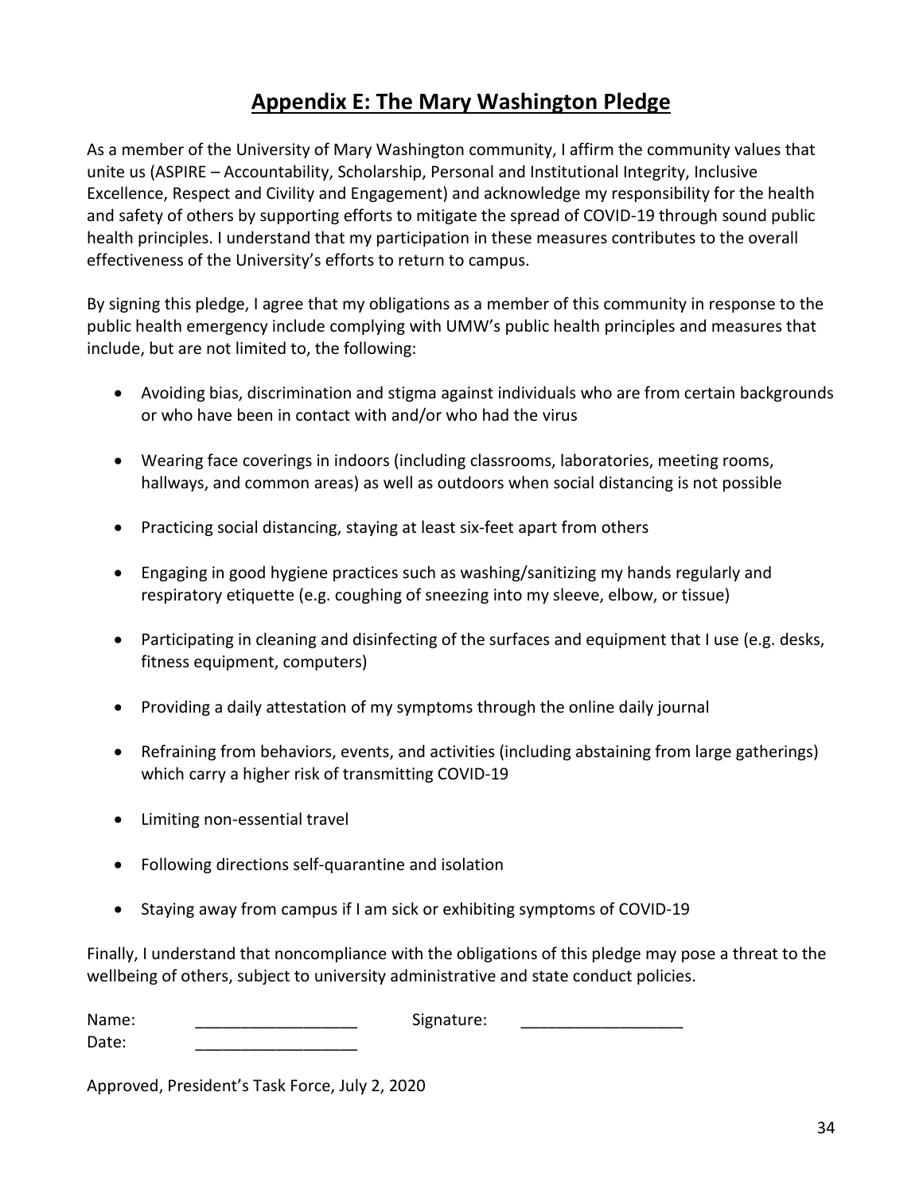# Appendix E: The Mary Washington Pledge

As a member of the University of Mary Washington community, I affirm the community values that unite us (ASPIRE – Accountability, Scholarship, Personal and Institutional Integrity, Inclusive Excellence, Respect and Civility and Engagement) and acknowledge my responsibility for the health and safety of others by supporting efforts to mitigate the spread of COVID-19 through sound public health principles. I understand that my participation in these measures contributes to the overall effectiveness of the University's efforts to return to campus.

By signing this pledge, I agree that my obligations as a member of this community in response to the public health emergency include complying with UMW's public health principles and measures that include, but are not limited to, the following:

- Avoiding bias, discrimination and stigma against individuals who are from certain backgrounds or who have been in contact with and/or who had the virus
- Wearing face coverings in indoors (including classrooms, laboratories, meeting rooms, hallways, and common areas) as well as outdoors when social distancing is not possible
- Practicing social distancing, staying at least six-feet apart from others
- Engaging in good hygiene practices such as washing/sanitizing my hands regularly and respiratory etiquette (e.g. coughing of sneezing into my sleeve, elbow, or tissue)
- Participating in cleaning and disinfecting of the surfaces and equipment that I use (e.g. desks, fitness equipment, computers)
- Providing a daily attestation of my symptoms through the online daily journal
- Refraining from behaviors, events, and activities (including abstaining from large gatherings) which carry a higher risk of transmitting COVID-19
- Limiting non-essential travel
- Following directions self-quarantine and isolation
- Staying away from campus if I am sick or exhibiting symptoms of COVID-19

Finally, I understand that noncompliance with the obligations of this pledge may pose a threat to the wellbeing of others, subject to university administrative and state conduct policies.

Name: __________________ Signature: __________________
Date: __________________

Approved, President's Task Force, July 2, 2020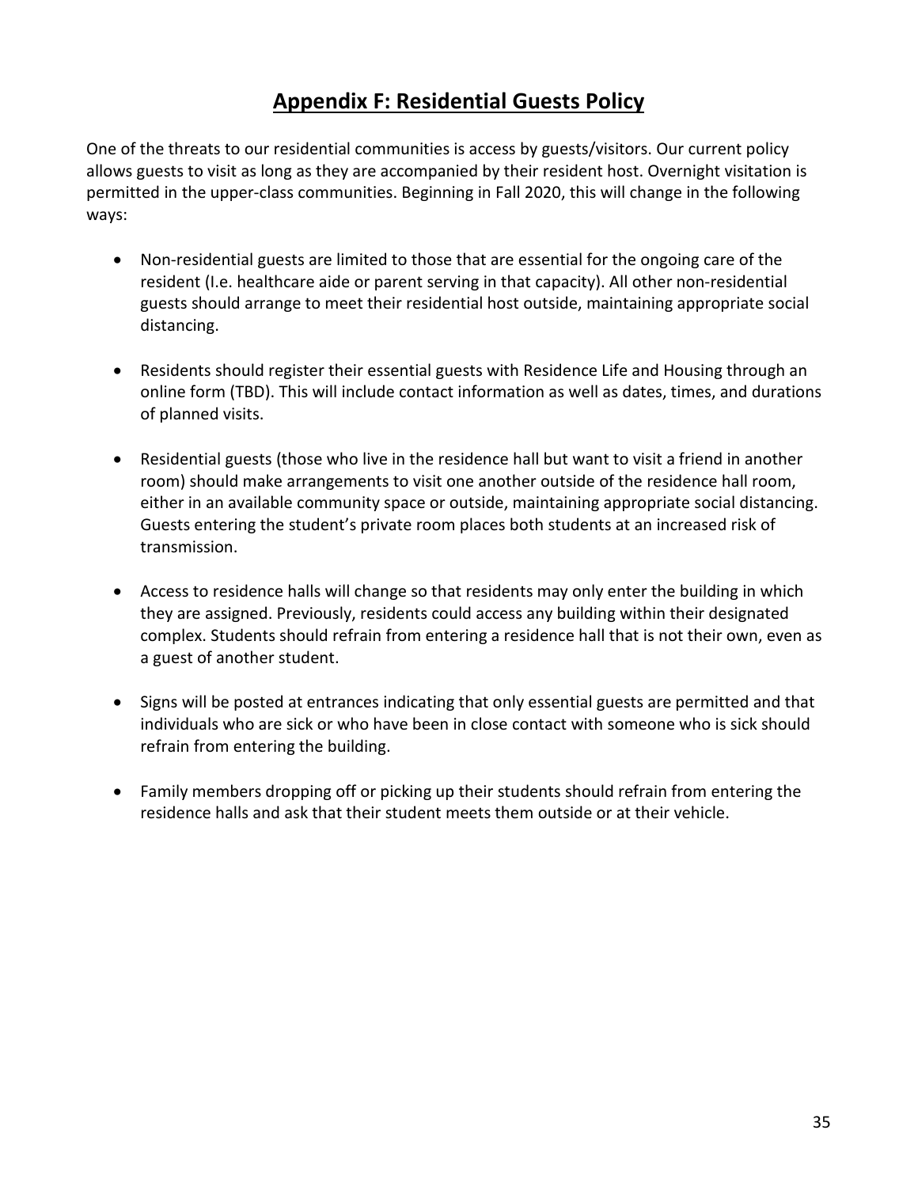# Appendix F: Residential Guests Policy

One of the threats to our residential communities is access by guests/visitors. Our current policy allows guests to visit as long as they are accompanied by their resident host. Overnight visitation is permitted in the upper-class communities. Beginning in Fall 2020, this will change in the following ways:

- Non-residential guests are limited to those that are essential for the ongoing care of the resident (I.e. healthcare aide or parent serving in that capacity). All other non-residential guests should arrange to meet their residential host outside, maintaining appropriate social distancing.

- Residents should register their essential guests with Residence Life and Housing through an online form (TBD). This will include contact information as well as dates, times, and durations of planned visits.

- Residential guests (those who live in the residence hall but want to visit a friend in another room) should make arrangements to visit one another outside of the residence hall room, either in an available community space or outside, maintaining appropriate social distancing. Guests entering the student's private room places both students at an increased risk of transmission.

- Access to residence halls will change so that residents may only enter the building in which they are assigned. Previously, residents could access any building within their designated complex. Students should refrain from entering a residence hall that is not their own, even as a guest of another student.

- Signs will be posted at entrances indicating that only essential guests are permitted and that individuals who are sick or who have been in close contact with someone who is sick should refrain from entering the building.

- Family members dropping off or picking up their students should refrain from entering the residence halls and ask that their student meets them outside or at their vehicle.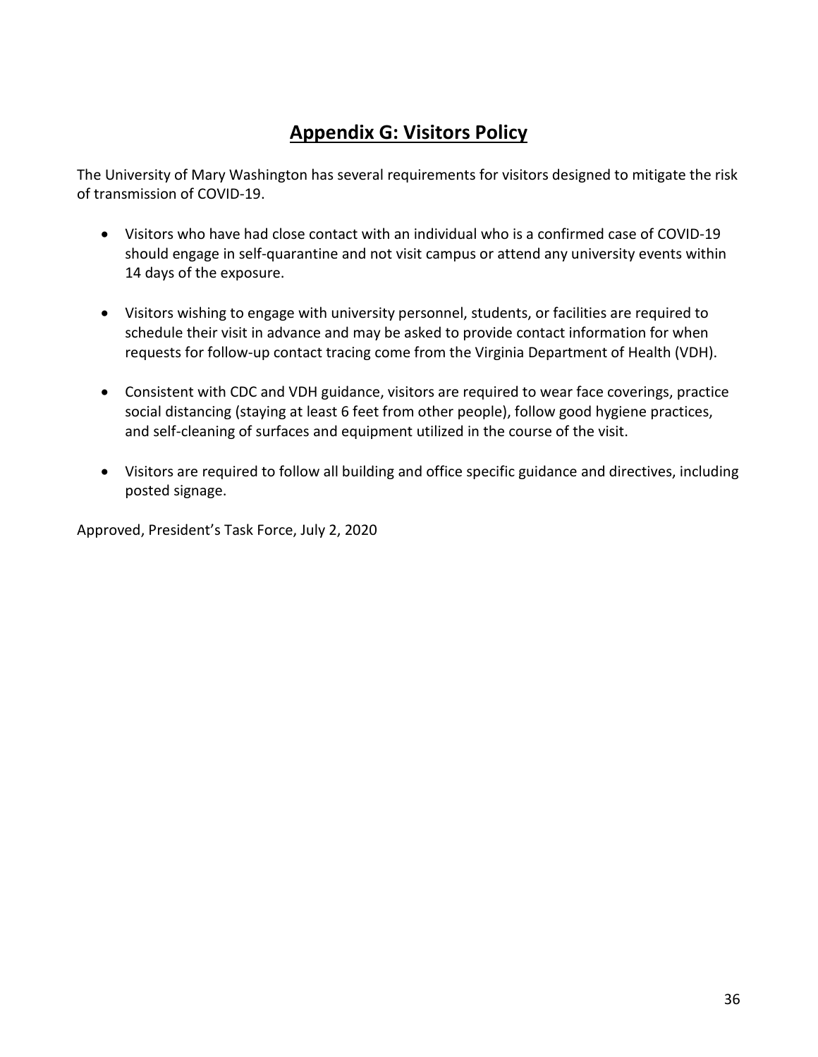## Appendix G: Visitors Policy

The University of Mary Washington has several requirements for visitors designed to mitigate the risk of transmission of COVID-19.

- Visitors who have had close contact with an individual who is a confirmed case of COVID-19 should engage in self-quarantine and not visit campus or attend any university events within 14 days of the exposure.
- Visitors wishing to engage with university personnel, students, or facilities are required to schedule their visit in advance and may be asked to provide contact information for when requests for follow-up contact tracing come from the Virginia Department of Health (VDH).
- Consistent with CDC and VDH guidance, visitors are required to wear face coverings, practice social distancing (staying at least 6 feet from other people), follow good hygiene practices, and self-cleaning of surfaces and equipment utilized in the course of the visit.
- Visitors are required to follow all building and office specific guidance and directives, including posted signage.

Approved, President's Task Force, July 2, 2020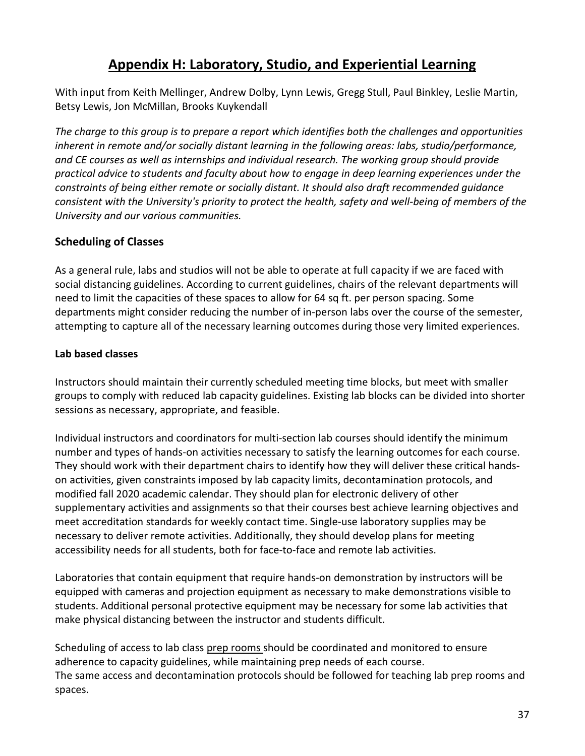# Appendix H: Laboratory, Studio, and Experiential Learning

With input from Keith Mellinger, Andrew Dolby, Lynn Lewis, Gregg Stull, Paul Binkley, Leslie Martin, Betsy Lewis, Jon McMillan, Brooks Kuykendall

*The charge to this group is to prepare a report which identifies both the challenges and opportunities inherent in remote and/or socially distant learning in the following areas: labs, studio/performance, and CE courses as well as internships and individual research. The working group should provide practical advice to students and faculty about how to engage in deep learning experiences under the constraints of being either remote or socially distant. It should also draft recommended guidance consistent with the University's priority to protect the health, safety and well-being of members of the University and our various communities.*

## Scheduling of Classes

As a general rule, labs and studios will not be able to operate at full capacity if we are faced with social distancing guidelines. According to current guidelines, chairs of the relevant departments will need to limit the capacities of these spaces to allow for 64 sq ft. per person spacing. Some departments might consider reducing the number of in-person labs over the course of the semester, attempting to capture all of the necessary learning outcomes during those very limited experiences.

### Lab based classes

Instructors should maintain their currently scheduled meeting time blocks, but meet with smaller groups to comply with reduced lab capacity guidelines. Existing lab blocks can be divided into shorter sessions as necessary, appropriate, and feasible.

Individual instructors and coordinators for multi-section lab courses should identify the minimum number and types of hands-on activities necessary to satisfy the learning outcomes for each course. They should work with their department chairs to identify how they will deliver these critical hands-on activities, given constraints imposed by lab capacity limits, decontamination protocols, and modified fall 2020 academic calendar. They should plan for electronic delivery of other supplementary activities and assignments so that their courses best achieve learning objectives and meet accreditation standards for weekly contact time. Single-use laboratory supplies may be necessary to deliver remote activities. Additionally, they should develop plans for meeting accessibility needs for all students, both for face-to-face and remote lab activities.

Laboratories that contain equipment that require hands-on demonstration by instructors will be equipped with cameras and projection equipment as necessary to make demonstrations visible to students. Additional personal protective equipment may be necessary for some lab activities that make physical distancing between the instructor and students difficult.

Scheduling of access to lab class prep rooms should be coordinated and monitored to ensure adherence to capacity guidelines, while maintaining prep needs of each course.
The same access and decontamination protocols should be followed for teaching lab prep rooms and spaces.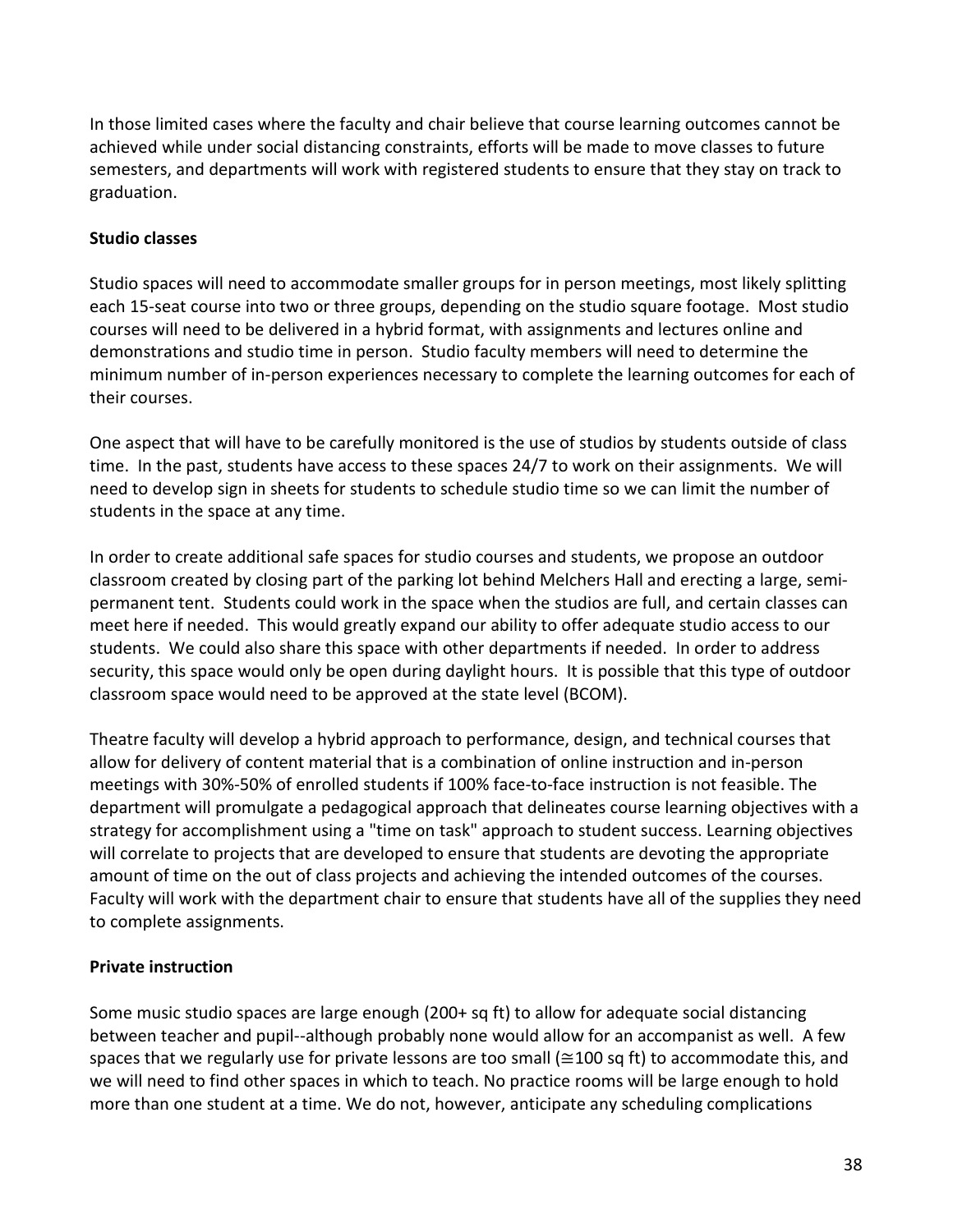In those limited cases where the faculty and chair believe that course learning outcomes cannot be achieved while under social distancing constraints, efforts will be made to move classes to future semesters, and departments will work with registered students to ensure that they stay on track to graduation.

**Studio classes**

Studio spaces will need to accommodate smaller groups for in person meetings, most likely splitting each 15-seat course into two or three groups, depending on the studio square footage. Most studio courses will need to be delivered in a hybrid format, with assignments and lectures online and demonstrations and studio time in person. Studio faculty members will need to determine the minimum number of in-person experiences necessary to complete the learning outcomes for each of their courses.

One aspect that will have to be carefully monitored is the use of studios by students outside of class time. In the past, students have access to these spaces 24/7 to work on their assignments. We will need to develop sign in sheets for students to schedule studio time so we can limit the number of students in the space at any time.

In order to create additional safe spaces for studio courses and students, we propose an outdoor classroom created by closing part of the parking lot behind Melchers Hall and erecting a large, semi-permanent tent. Students could work in the space when the studios are full, and certain classes can meet here if needed. This would greatly expand our ability to offer adequate studio access to our students. We could also share this space with other departments if needed. In order to address security, this space would only be open during daylight hours. It is possible that this type of outdoor classroom space would need to be approved at the state level (BCOM).

Theatre faculty will develop a hybrid approach to performance, design, and technical courses that allow for delivery of content material that is a combination of online instruction and in-person meetings with 30%-50% of enrolled students if 100% face-to-face instruction is not feasible. The department will promulgate a pedagogical approach that delineates course learning objectives with a strategy for accomplishment using a "time on task" approach to student success. Learning objectives will correlate to projects that are developed to ensure that students are devoting the appropriate amount of time on the out of class projects and achieving the intended outcomes of the courses. Faculty will work with the department chair to ensure that students have all of the supplies they need to complete assignments.

**Private instruction**

Some music studio spaces are large enough (200+ sq ft) to allow for adequate social distancing between teacher and pupil--although probably none would allow for an accompanist as well. A few spaces that we regularly use for private lessons are too small (≅100 sq ft) to accommodate this, and we will need to find other spaces in which to teach. No practice rooms will be large enough to hold more than one student at a time. We do not, however, anticipate any scheduling complications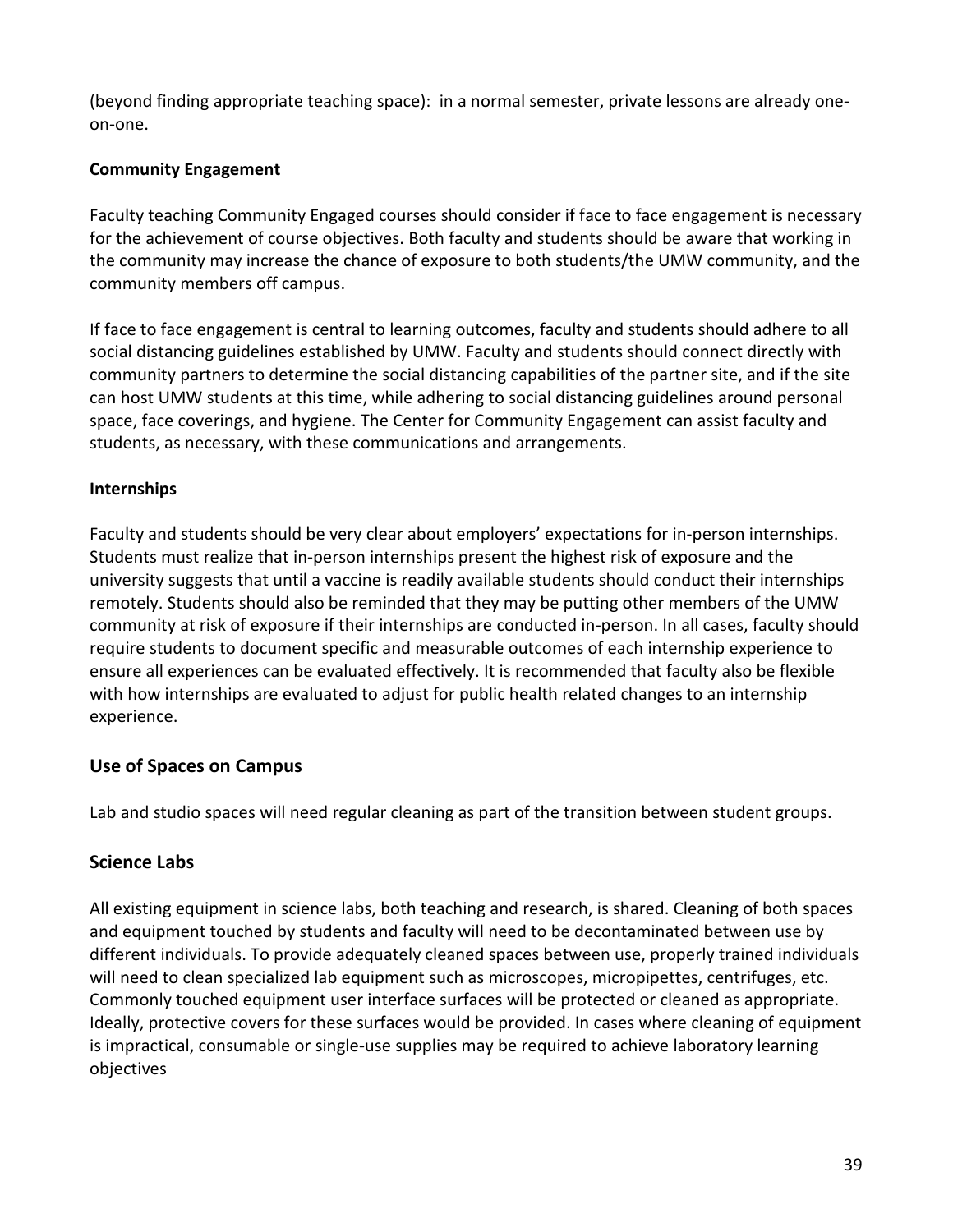(beyond finding appropriate teaching space): in a normal semester, private lessons are already one-on-one.

**Community Engagement**

Faculty teaching Community Engaged courses should consider if face to face engagement is necessary for the achievement of course objectives. Both faculty and students should be aware that working in the community may increase the chance of exposure to both students/the UMW community, and the community members off campus.

If face to face engagement is central to learning outcomes, faculty and students should adhere to all social distancing guidelines established by UMW. Faculty and students should connect directly with community partners to determine the social distancing capabilities of the partner site, and if the site can host UMW students at this time, while adhering to social distancing guidelines around personal space, face coverings, and hygiene. The Center for Community Engagement can assist faculty and students, as necessary, with these communications and arrangements.

**Internships**

Faculty and students should be very clear about employers' expectations for in-person internships. Students must realize that in-person internships present the highest risk of exposure and the university suggests that until a vaccine is readily available students should conduct their internships remotely. Students should also be reminded that they may be putting other members of the UMW community at risk of exposure if their internships are conducted in-person. In all cases, faculty should require students to document specific and measurable outcomes of each internship experience to ensure all experiences can be evaluated effectively. It is recommended that faculty also be flexible with how internships are evaluated to adjust for public health related changes to an internship experience.

## Use of Spaces on Campus

Lab and studio spaces will need regular cleaning as part of the transition between student groups.

## Science Labs

All existing equipment in science labs, both teaching and research, is shared. Cleaning of both spaces and equipment touched by students and faculty will need to be decontaminated between use by different individuals. To provide adequately cleaned spaces between use, properly trained individuals will need to clean specialized lab equipment such as microscopes, micropipettes, centrifuges, etc. Commonly touched equipment user interface surfaces will be protected or cleaned as appropriate. Ideally, protective covers for these surfaces would be provided. In cases where cleaning of equipment is impractical, consumable or single-use supplies may be required to achieve laboratory learning objectives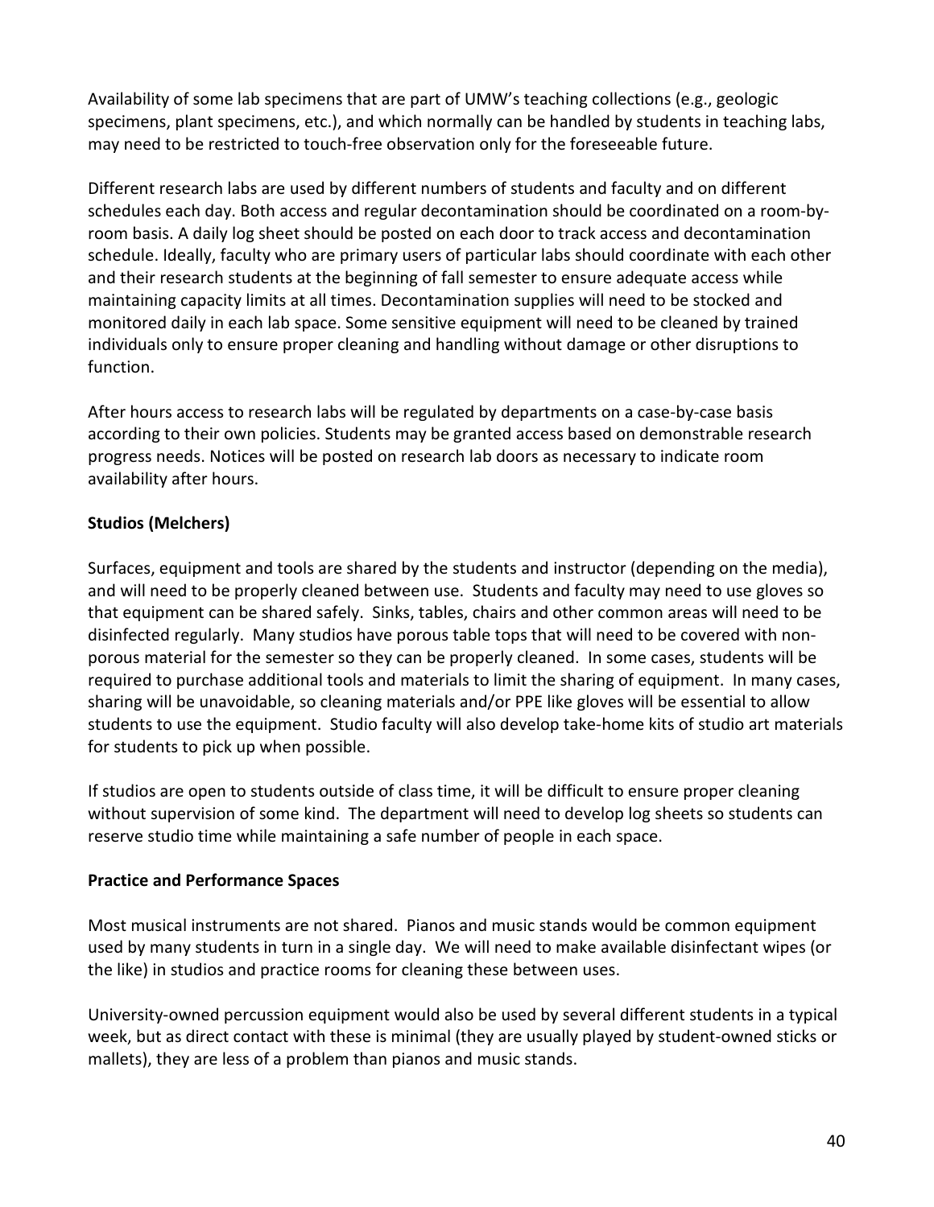Availability of some lab specimens that are part of UMW's teaching collections (e.g., geologic specimens, plant specimens, etc.), and which normally can be handled by students in teaching labs, may need to be restricted to touch-free observation only for the foreseeable future.

Different research labs are used by different numbers of students and faculty and on different schedules each day. Both access and regular decontamination should be coordinated on a room-by-room basis. A daily log sheet should be posted on each door to track access and decontamination schedule. Ideally, faculty who are primary users of particular labs should coordinate with each other and their research students at the beginning of fall semester to ensure adequate access while maintaining capacity limits at all times. Decontamination supplies will need to be stocked and monitored daily in each lab space. Some sensitive equipment will need to be cleaned by trained individuals only to ensure proper cleaning and handling without damage or other disruptions to function.

After hours access to research labs will be regulated by departments on a case-by-case basis according to their own policies. Students may be granted access based on demonstrable research progress needs. Notices will be posted on research lab doors as necessary to indicate room availability after hours.

**Studios (Melchers)**

Surfaces, equipment and tools are shared by the students and instructor (depending on the media), and will need to be properly cleaned between use. Students and faculty may need to use gloves so that equipment can be shared safely. Sinks, tables, chairs and other common areas will need to be disinfected regularly. Many studios have porous table tops that will need to be covered with non-porous material for the semester so they can be properly cleaned. In some cases, students will be required to purchase additional tools and materials to limit the sharing of equipment. In many cases, sharing will be unavoidable, so cleaning materials and/or PPE like gloves will be essential to allow students to use the equipment. Studio faculty will also develop take-home kits of studio art materials for students to pick up when possible.

If studios are open to students outside of class time, it will be difficult to ensure proper cleaning without supervision of some kind. The department will need to develop log sheets so students can reserve studio time while maintaining a safe number of people in each space.

**Practice and Performance Spaces**

Most musical instruments are not shared. Pianos and music stands would be common equipment used by many students in turn in a single day. We will need to make available disinfectant wipes (or the like) in studios and practice rooms for cleaning these between uses.

University-owned percussion equipment would also be used by several different students in a typical week, but as direct contact with these is minimal (they are usually played by student-owned sticks or mallets), they are less of a problem than pianos and music stands.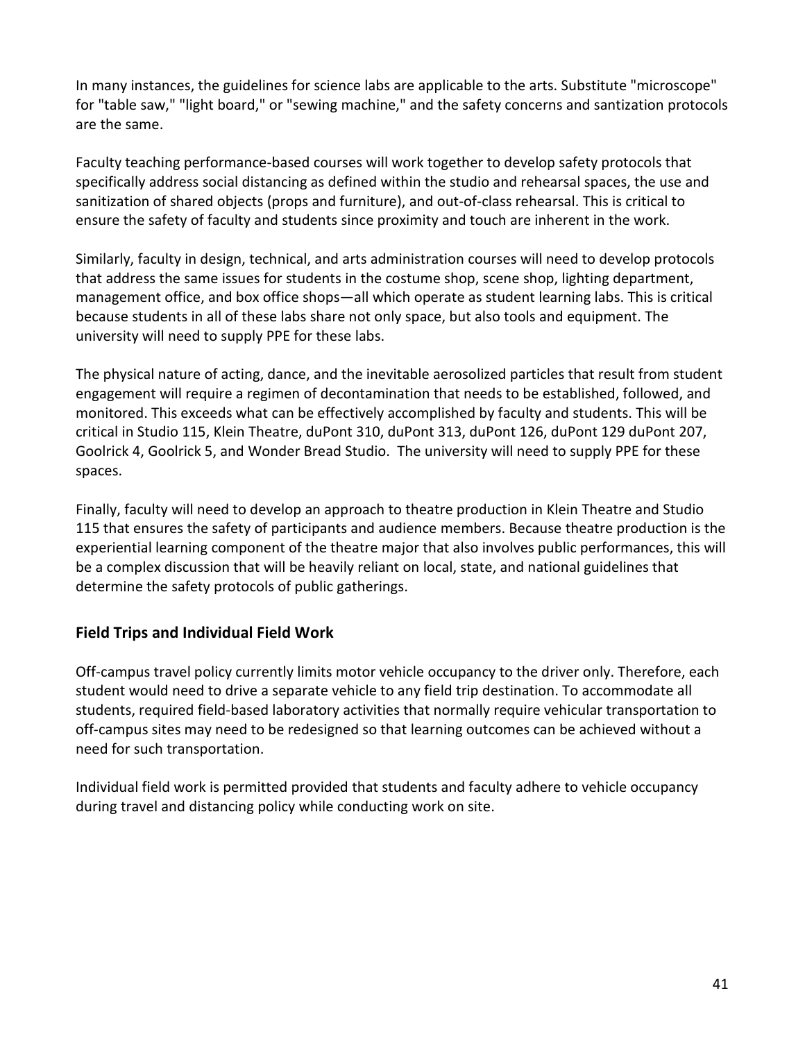In many instances, the guidelines for science labs are applicable to the arts. Substitute "microscope" for "table saw," "light board," or "sewing machine," and the safety concerns and santization protocols are the same.

Faculty teaching performance-based courses will work together to develop safety protocols that specifically address social distancing as defined within the studio and rehearsal spaces, the use and sanitization of shared objects (props and furniture), and out-of-class rehearsal. This is critical to ensure the safety of faculty and students since proximity and touch are inherent in the work.

Similarly, faculty in design, technical, and arts administration courses will need to develop protocols that address the same issues for students in the costume shop, scene shop, lighting department, management office, and box office shops—all which operate as student learning labs. This is critical because students in all of these labs share not only space, but also tools and equipment. The university will need to supply PPE for these labs.

The physical nature of acting, dance, and the inevitable aerosolized particles that result from student engagement will require a regimen of decontamination that needs to be established, followed, and monitored. This exceeds what can be effectively accomplished by faculty and students. This will be critical in Studio 115, Klein Theatre, duPont 310, duPont 313, duPont 126, duPont 129 duPont 207, Goolrick 4, Goolrick 5, and Wonder Bread Studio. The university will need to supply PPE for these spaces.

Finally, faculty will need to develop an approach to theatre production in Klein Theatre and Studio 115 that ensures the safety of participants and audience members. Because theatre production is the experiential learning component of the theatre major that also involves public performances, this will be a complex discussion that will be heavily reliant on local, state, and national guidelines that determine the safety protocols of public gatherings.

## Field Trips and Individual Field Work

Off-campus travel policy currently limits motor vehicle occupancy to the driver only. Therefore, each student would need to drive a separate vehicle to any field trip destination. To accommodate all students, required field-based laboratory activities that normally require vehicular transportation to off-campus sites may need to be redesigned so that learning outcomes can be achieved without a need for such transportation.

Individual field work is permitted provided that students and faculty adhere to vehicle occupancy during travel and distancing policy while conducting work on site.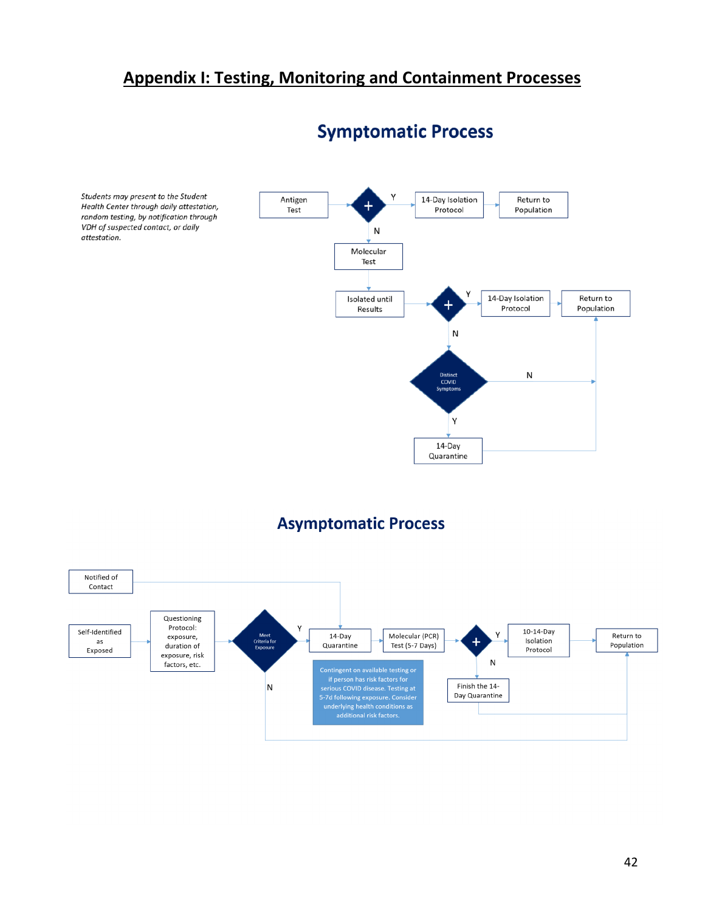# Appendix I: Testing, Monitoring and Containment Processes

## Symptomatic Process

*Students may present to the Student Health Center through daily attestation, random testing, by notification through VDH of suspected contact, or daily attestation.*

Antigen Test

Y

14-Day Isolation Protocol

Return to Population

N

Molecular Test

Isolated until Results

Y

14-Day Isolation Protocol

Return to Population

N

Distinct COVID Symptoms

N

Y

14-Day Quarantine

## Asymptomatic Process

Notified of Contact

Self-Identified as Exposed

Questioning Protocol: exposure, duration of exposure, risk factors, etc.

Meet Criteria for Exposure

Y

N

14-Day Quarantine

Contingent on available testing or if person has risk factors for serious COVID disease. Testing at 5-7d following exposure. Consider underlying health conditions as additional risk factors.

Molecular (PCR) Test (5-7 Days)

Y

10-14-Day Isolation Protocol

Return to Population

N

Finish the 14-Day Quarantine